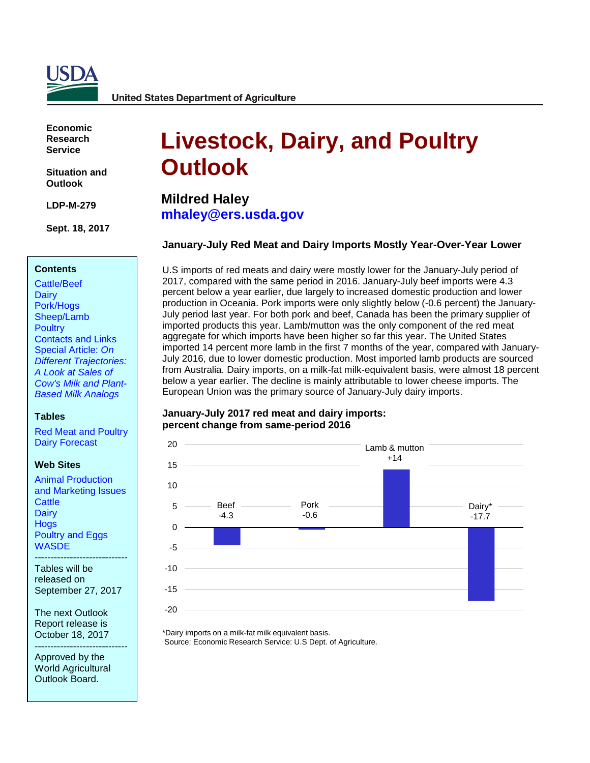USDA

United States Department of Agriculture

**Economic Research Service**

**Situation and Outlook**

**LDP-M-279**

**Sept. 18, 2017**

# Livestock, Dairy, and Poultry Outlook

## Mildred Haley
**mhaley@ers.usda.gov**

### Contents

- Cattle/Beef
- Dairy
- Pork/Hogs
- Sheep/Lamb
- Poultry
- Contacts and Links
- Special Article: *On Different Trajectories: A Look at Sales of Cow's Milk and Plant-Based Milk Analogs*

### Tables

- Red Meat and Poultry
- Dairy Forecast

### Web Sites

- Animal Production and Marketing Issues
- Cattle
- Dairy
- Hogs
- Poultry and Eggs
- WASDE

-----------------------------

Tables will be released on September 27, 2017

The next Outlook Report release is October 18, 2017

-----------------------------

Approved by the World Agricultural Outlook Board.

### January-July Red Meat and Dairy Imports Mostly Year-Over-Year Lower

U.S imports of red meats and dairy were mostly lower for the January-July period of 2017, compared with the same period in 2016. January-July beef imports were 4.3 percent below a year earlier, due largely to increased domestic production and lower production in Oceania. Pork imports were only slightly below (-0.6 percent) the January-July period last year. For both pork and beef, Canada has been the primary supplier of imported products this year. Lamb/mutton was the only component of the red meat aggregate for which imports have been higher so far this year. The United States imported 14 percent more lamb in the first 7 months of the year, compared with January-July 2016, due to lower domestic production. Most imported lamb products are sourced from Australia. Dairy imports, on a milk-fat milk-equivalent basis, were almost 18 percent below a year earlier. The decline is mainly attributable to lower cheese imports. The European Union was the primary source of January-July dairy imports.

**January-July 2017 red meat and dairy imports: percent change from same-period 2016**

| Category | Percent change |
|---|---|
| Beef | -4.3 |
| Pork | -0.6 |
| Lamb & mutton | +14 |
| Dairy* | -17.7 |

*Dairy imports on a milk-fat milk equivalent basis.
Source: Economic Research Service: U.S Dept. of Agriculture.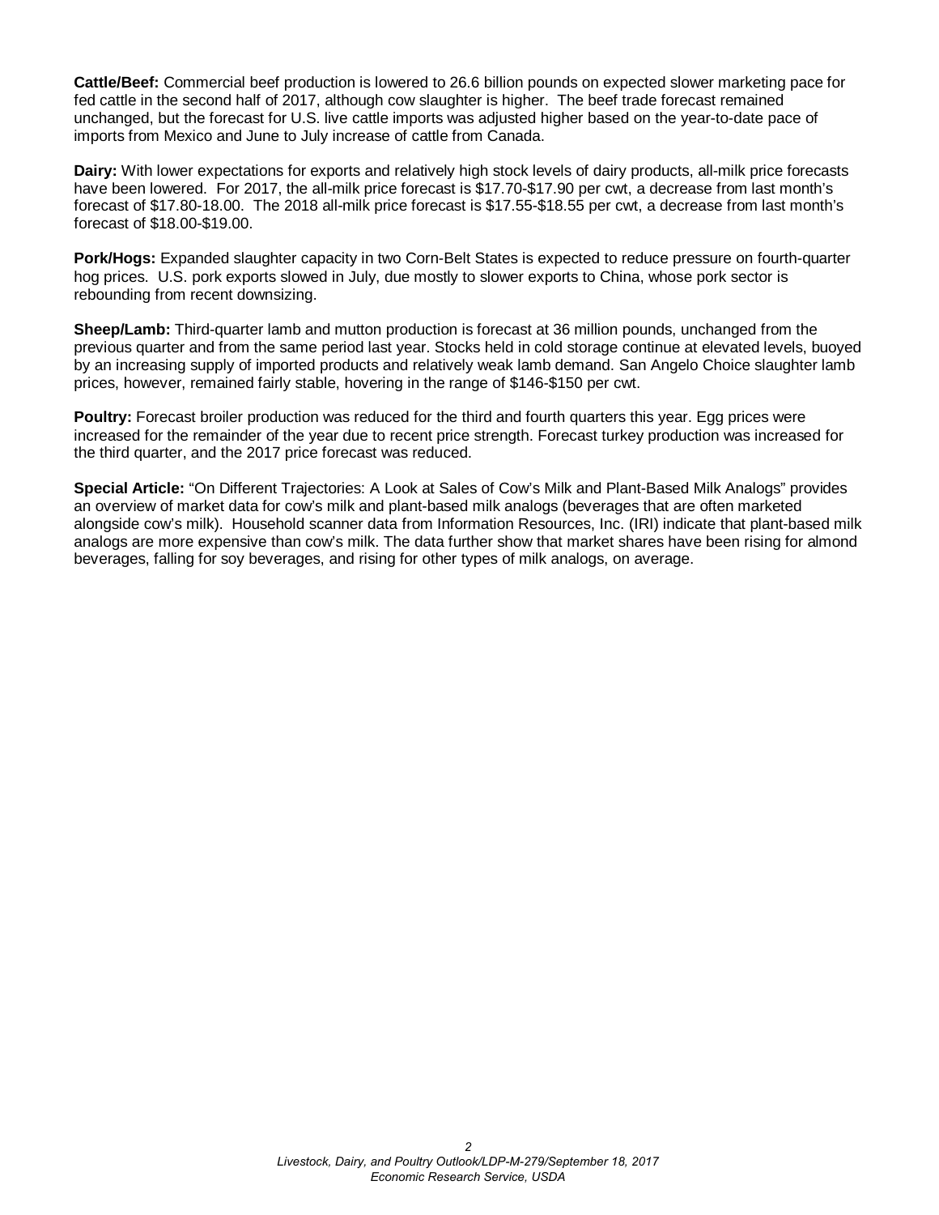**Cattle/Beef:** Commercial beef production is lowered to 26.6 billion pounds on expected slower marketing pace for fed cattle in the second half of 2017, although cow slaughter is higher. The beef trade forecast remained unchanged, but the forecast for U.S. live cattle imports was adjusted higher based on the year-to-date pace of imports from Mexico and June to July increase of cattle from Canada.

**Dairy:** With lower expectations for exports and relatively high stock levels of dairy products, all-milk price forecasts have been lowered. For 2017, the all-milk price forecast is $17.70-$17.90 per cwt, a decrease from last month's forecast of $17.80-18.00. The 2018 all-milk price forecast is $17.55-$18.55 per cwt, a decrease from last month's forecast of $18.00-$19.00.

**Pork/Hogs:** Expanded slaughter capacity in two Corn-Belt States is expected to reduce pressure on fourth-quarter hog prices. U.S. pork exports slowed in July, due mostly to slower exports to China, whose pork sector is rebounding from recent downsizing.

**Sheep/Lamb:** Third-quarter lamb and mutton production is forecast at 36 million pounds, unchanged from the previous quarter and from the same period last year. Stocks held in cold storage continue at elevated levels, buoyed by an increasing supply of imported products and relatively weak lamb demand. San Angelo Choice slaughter lamb prices, however, remained fairly stable, hovering in the range of $146-$150 per cwt.

**Poultry:** Forecast broiler production was reduced for the third and fourth quarters this year. Egg prices were increased for the remainder of the year due to recent price strength. Forecast turkey production was increased for the third quarter, and the 2017 price forecast was reduced.

**Special Article:** "On Different Trajectories: A Look at Sales of Cow's Milk and Plant-Based Milk Analogs" provides an overview of market data for cow's milk and plant-based milk analogs (beverages that are often marketed alongside cow's milk). Household scanner data from Information Resources, Inc. (IRI) indicate that plant-based milk analogs are more expensive than cow's milk. The data further show that market shares have been rising for almond beverages, falling for soy beverages, and rising for other types of milk analogs, on average.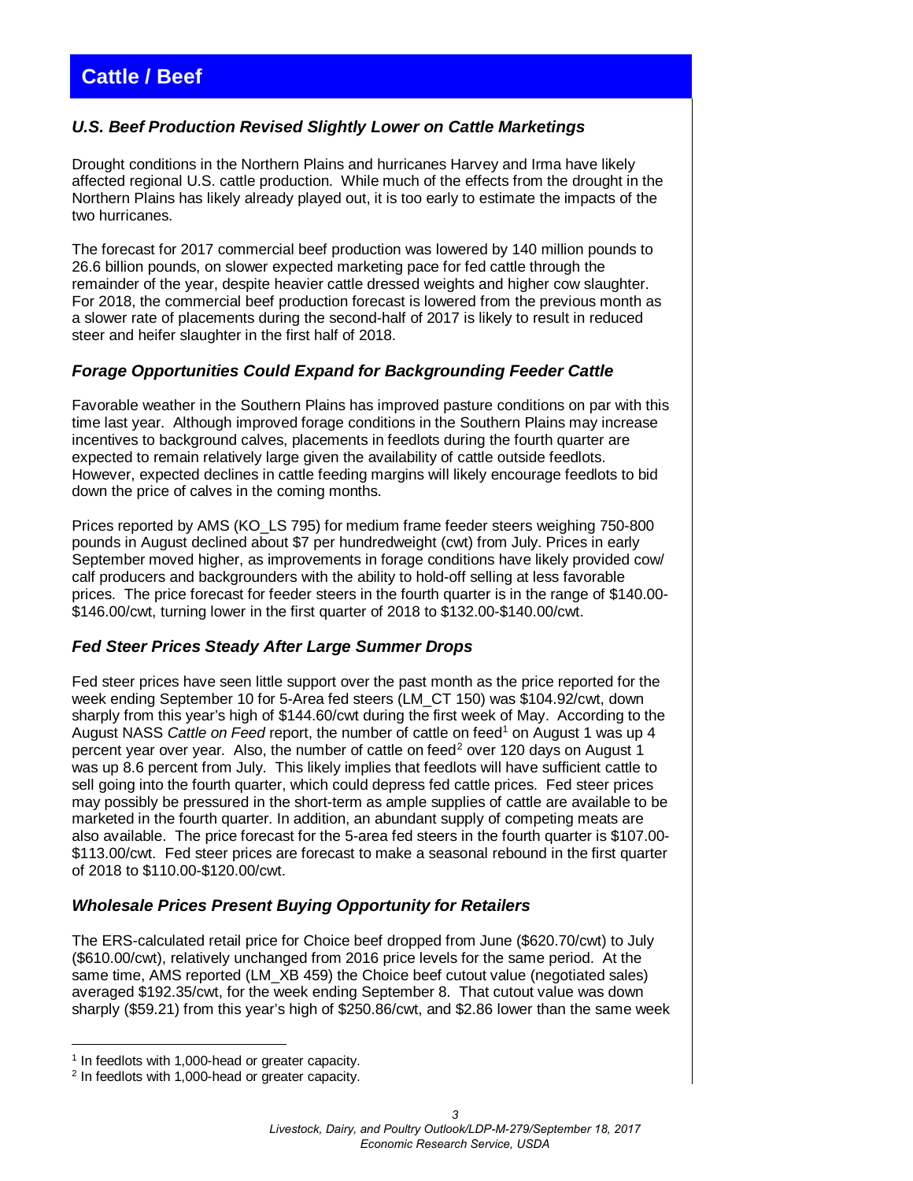# Cattle / Beef

### *U.S. Beef Production Revised Slightly Lower on Cattle Marketings*

Drought conditions in the Northern Plains and hurricanes Harvey and Irma have likely affected regional U.S. cattle production. While much of the effects from the drought in the Northern Plains has likely already played out, it is too early to estimate the impacts of the two hurricanes.

The forecast for 2017 commercial beef production was lowered by 140 million pounds to 26.6 billion pounds, on slower expected marketing pace for fed cattle through the remainder of the year, despite heavier cattle dressed weights and higher cow slaughter. For 2018, the commercial beef production forecast is lowered from the previous month as a slower rate of placements during the second-half of 2017 is likely to result in reduced steer and heifer slaughter in the first half of 2018.

### *Forage Opportunities Could Expand for Backgrounding Feeder Cattle*

Favorable weather in the Southern Plains has improved pasture conditions on par with this time last year. Although improved forage conditions in the Southern Plains may increase incentives to background calves, placements in feedlots during the fourth quarter are expected to remain relatively large given the availability of cattle outside feedlots. However, expected declines in cattle feeding margins will likely encourage feedlots to bid down the price of calves in the coming months.

Prices reported by AMS (KO_LS 795) for medium frame feeder steers weighing 750-800 pounds in August declined about $7 per hundredweight (cwt) from July. Prices in early September moved higher, as improvements in forage conditions have likely provided cow/calf producers and backgrounders with the ability to hold-off selling at less favorable prices. The price forecast for feeder steers in the fourth quarter is in the range of $140.00-$146.00/cwt, turning lower in the first quarter of 2018 to $132.00-$140.00/cwt.

### *Fed Steer Prices Steady After Large Summer Drops*

Fed steer prices have seen little support over the past month as the price reported for the week ending September 10 for 5-Area fed steers (LM_CT 150) was $104.92/cwt, down sharply from this year's high of $144.60/cwt during the first week of May. According to the August NASS *Cattle on Feed* report, the number of cattle on feed[1] on August 1 was up 4 percent year over year. Also, the number of cattle on feed[2] over 120 days on August 1 was up 8.6 percent from July. This likely implies that feedlots will have sufficient cattle to sell going into the fourth quarter, which could depress fed cattle prices. Fed steer prices may possibly be pressured in the short-term as ample supplies of cattle are available to be marketed in the fourth quarter. In addition, an abundant supply of competing meats are also available. The price forecast for the 5-area fed steers in the fourth quarter is $107.00-$113.00/cwt. Fed steer prices are forecast to make a seasonal rebound in the first quarter of 2018 to $110.00-$120.00/cwt.

### *Wholesale Prices Present Buying Opportunity for Retailers*

The ERS-calculated retail price for Choice beef dropped from June ($620.70/cwt) to July ($610.00/cwt), relatively unchanged from 2016 price levels for the same period. At the same time, AMS reported (LM_XB 459) the Choice beef cutout value (negotiated sales) averaged $192.35/cwt, for the week ending September 8. That cutout value was down sharply ($59.21) from this year's high of $250.86/cwt, and $2.86 lower than the same week

---

[1] In feedlots with 1,000-head or greater capacity.

[2] In feedlots with 1,000-head or greater capacity.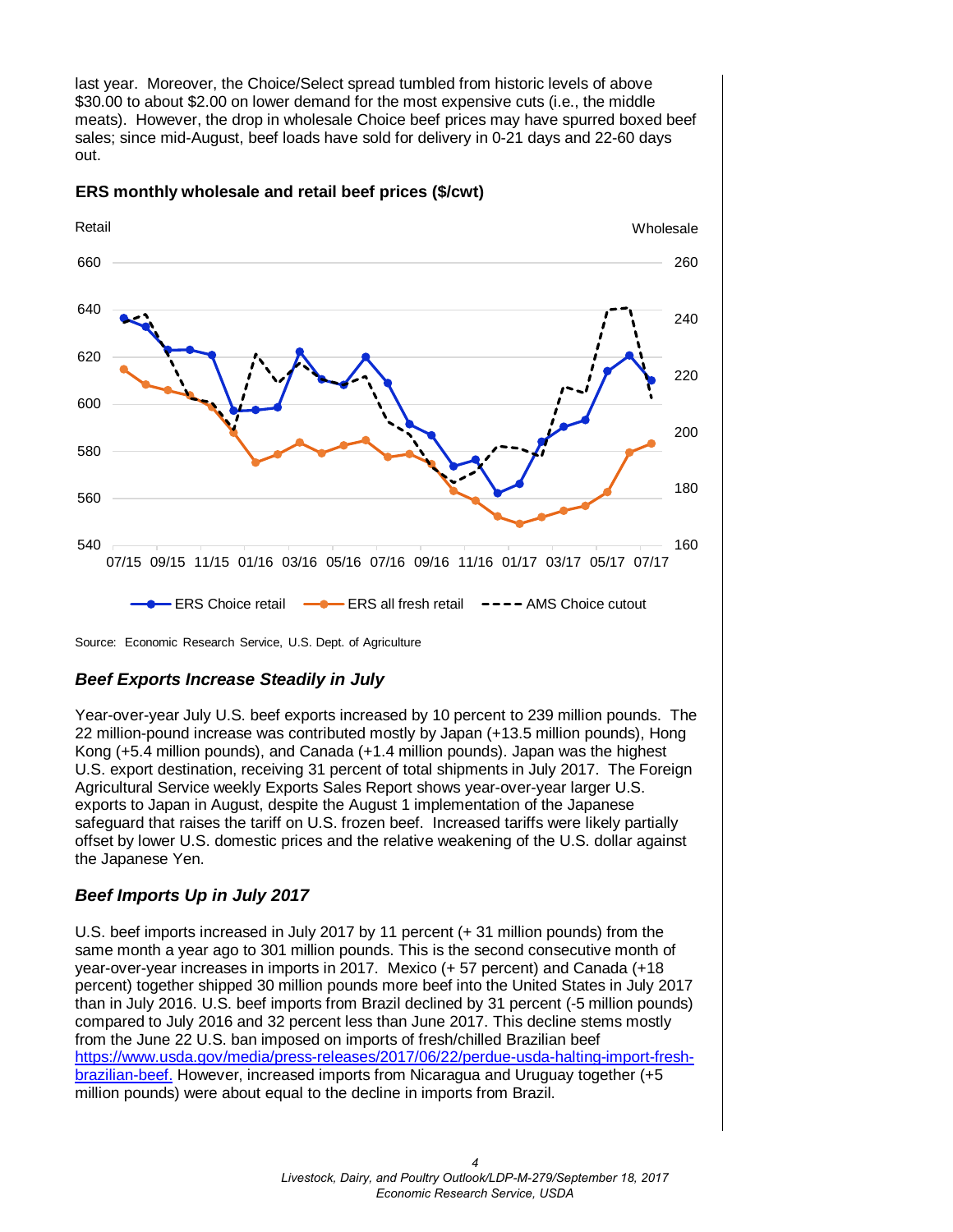last year. Moreover, the Choice/Select spread tumbled from historic levels of above $30.00 to about $2.00 on lower demand for the most expensive cuts (i.e., the middle meats). However, the drop in wholesale Choice beef prices may have spurred boxed beef sales; since mid-August, beef loads have sold for delivery in 0-21 days and 22-60 days out.

**ERS monthly wholesale and retail beef prices ($/cwt)**

Source: Economic Research Service, U.S. Dept. of Agriculture

### *Beef Exports Increase Steadily in July*

Year-over-year July U.S. beef exports increased by 10 percent to 239 million pounds. The 22 million-pound increase was contributed mostly by Japan (+13.5 million pounds), Hong Kong (+5.4 million pounds), and Canada (+1.4 million pounds). Japan was the highest U.S. export destination, receiving 31 percent of total shipments in July 2017. The Foreign Agricultural Service weekly Exports Sales Report shows year-over-year larger U.S. exports to Japan in August, despite the August 1 implementation of the Japanese safeguard that raises the tariff on U.S. frozen beef. Increased tariffs were likely partially offset by lower U.S. domestic prices and the relative weakening of the U.S. dollar against the Japanese Yen.

### *Beef Imports Up in July 2017*

U.S. beef imports increased in July 2017 by 11 percent (+ 31 million pounds) from the same month a year ago to 301 million pounds. This is the second consecutive month of year-over-year increases in imports in 2017. Mexico (+ 57 percent) and Canada (+18 percent) together shipped 30 million pounds more beef into the United States in July 2017 than in July 2016. U.S. beef imports from Brazil declined by 31 percent (-5 million pounds) compared to July 2016 and 32 percent less than June 2017. This decline stems mostly from the June 22 U.S. ban imposed on imports of fresh/chilled Brazilian beef [https://www.usda.gov/media/press-releases/2017/06/22/perdue-usda-halting-import-fresh-brazilian-beef.](https://www.usda.gov/media/press-releases/2017/06/22/perdue-usda-halting-import-fresh-brazilian-beef) However, increased imports from Nicaragua and Uruguay together (+5 million pounds) were about equal to the decline in imports from Brazil.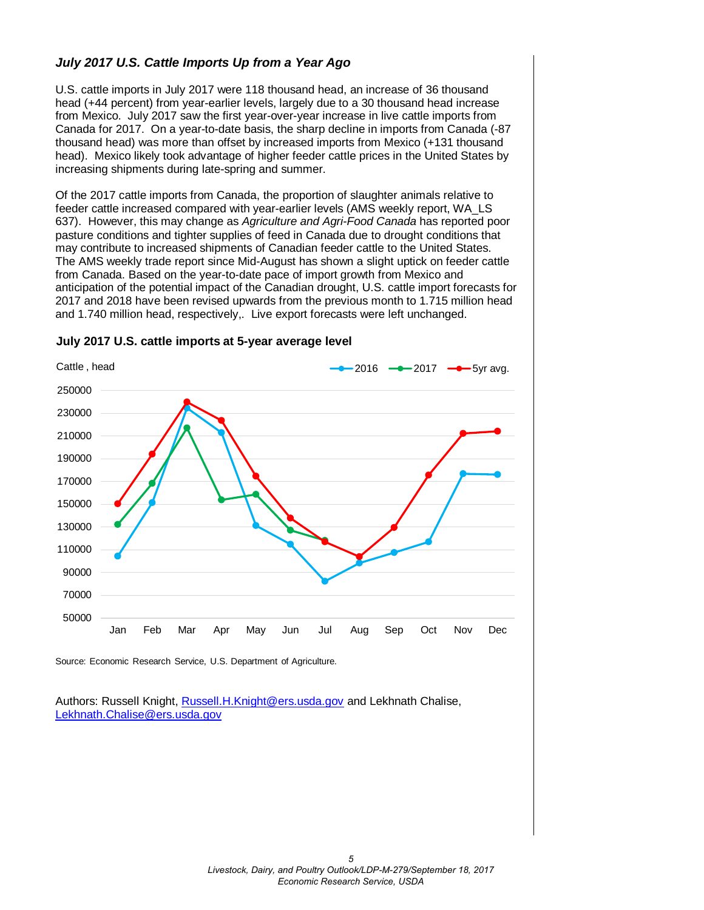### *July 2017 U.S. Cattle Imports Up from a Year Ago*

U.S. cattle imports in July 2017 were 118 thousand head, an increase of 36 thousand head (+44 percent) from year-earlier levels, largely due to a 30 thousand head increase from Mexico. July 2017 saw the first year-over-year increase in live cattle imports from Canada for 2017. On a year-to-date basis, the sharp decline in imports from Canada (-87 thousand head) was more than offset by increased imports from Mexico (+131 thousand head). Mexico likely took advantage of higher feeder cattle prices in the United States by increasing shipments during late-spring and summer.

Of the 2017 cattle imports from Canada, the proportion of slaughter animals relative to feeder cattle increased compared with year-earlier levels (AMS weekly report, WA_LS 637). However, this may change as *Agriculture and Agri-Food Canada* has reported poor pasture conditions and tighter supplies of feed in Canada due to drought conditions that may contribute to increased shipments of Canadian feeder cattle to the United States. The AMS weekly trade report since Mid-August has shown a slight uptick on feeder cattle from Canada. Based on the year-to-date pace of import growth from Mexico and anticipation of the potential impact of the Canadian drought, U.S. cattle import forecasts for 2017 and 2018 have been revised upwards from the previous month to 1.715 million head and 1.740 million head, respectively,. Live export forecasts were left unchanged.

**July 2017 U.S. cattle imports at 5-year average level**

Source: Economic Research Service, U.S. Department of Agriculture.

Authors: Russell Knight, Russell.H.Knight@ers.usda.gov and Lekhnath Chalise, Lekhnath.Chalise@ers.usda.gov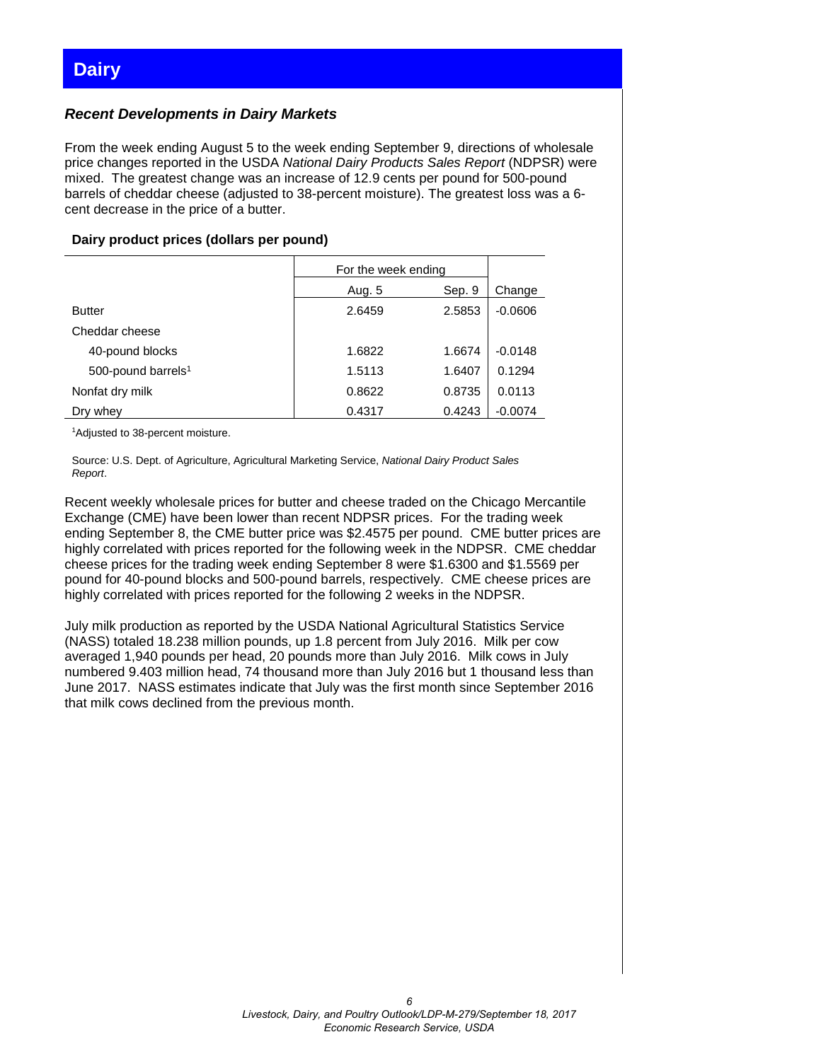# Dairy

### *Recent Developments in Dairy Markets*

From the week ending August 5 to the week ending September 9, directions of wholesale price changes reported in the USDA *National Dairy Products Sales Report* (NDPSR) were mixed. The greatest change was an increase of 12.9 cents per pound for 500-pound barrels of cheddar cheese (adjusted to 38-percent moisture). The greatest loss was a 6-cent decrease in the price of a butter.

**Dairy product prices (dollars per pound)**

| | For the week ending | | |
|---|---|---|---|
| | Aug. 5 | Sep. 9 | Change |
| Butter | 2.6459 | 2.5853 | -0.0606 |
| Cheddar cheese | | | |
| 40-pound blocks | 1.6822 | 1.6674 | -0.0148 |
| 500-pound barrels[1] | 1.5113 | 1.6407 | 0.1294 |
| Nonfat dry milk | 0.8622 | 0.8735 | 0.0113 |
| Dry whey | 0.4317 | 0.4243 | -0.0074 |

[1]Adjusted to 38-percent moisture.

Source: U.S. Dept. of Agriculture, Agricultural Marketing Service, *National Dairy Product Sales Report*.

Recent weekly wholesale prices for butter and cheese traded on the Chicago Mercantile Exchange (CME) have been lower than recent NDPSR prices. For the trading week ending September 8, the CME butter price was $2.4575 per pound. CME butter prices are highly correlated with prices reported for the following week in the NDPSR. CME cheddar cheese prices for the trading week ending September 8 were $1.6300 and $1.5569 per pound for 40-pound blocks and 500-pound barrels, respectively. CME cheese prices are highly correlated with prices reported for the following 2 weeks in the NDPSR.

July milk production as reported by the USDA National Agricultural Statistics Service (NASS) totaled 18.238 million pounds, up 1.8 percent from July 2016. Milk per cow averaged 1,940 pounds per head, 20 pounds more than July 2016. Milk cows in July numbered 9.403 million head, 74 thousand more than July 2016 but 1 thousand less than June 2017. NASS estimates indicate that July was the first month since September 2016 that milk cows declined from the previous month.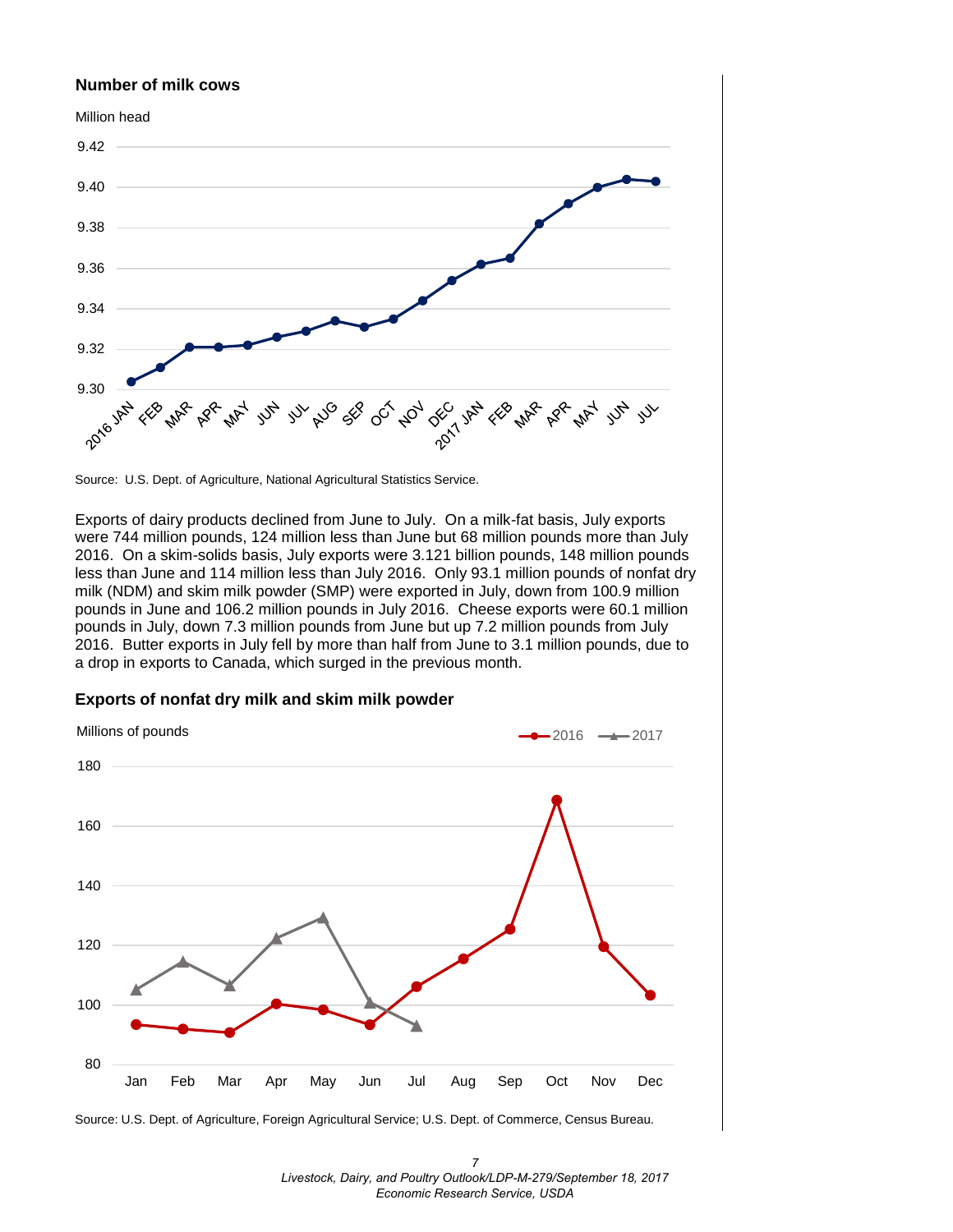**Number of milk cows**

Source: U.S. Dept. of Agriculture, National Agricultural Statistics Service.

Exports of dairy products declined from June to July. On a milk-fat basis, July exports were 744 million pounds, 124 million less than June but 68 million pounds more than July 2016. On a skim-solids basis, July exports were 3.121 billion pounds, 148 million pounds less than June and 114 million less than July 2016. Only 93.1 million pounds of nonfat dry milk (NDM) and skim milk powder (SMP) were exported in July, down from 100.9 million pounds in June and 106.2 million pounds in July 2016. Cheese exports were 60.1 million pounds in July, down 7.3 million pounds from June but up 7.2 million pounds from July 2016. Butter exports in July fell by more than half from June to 3.1 million pounds, due to a drop in exports to Canada, which surged in the previous month.

**Exports of nonfat dry milk and skim milk powder**

Source: U.S. Dept. of Agriculture, Foreign Agricultural Service; U.S. Dept. of Commerce, Census Bureau.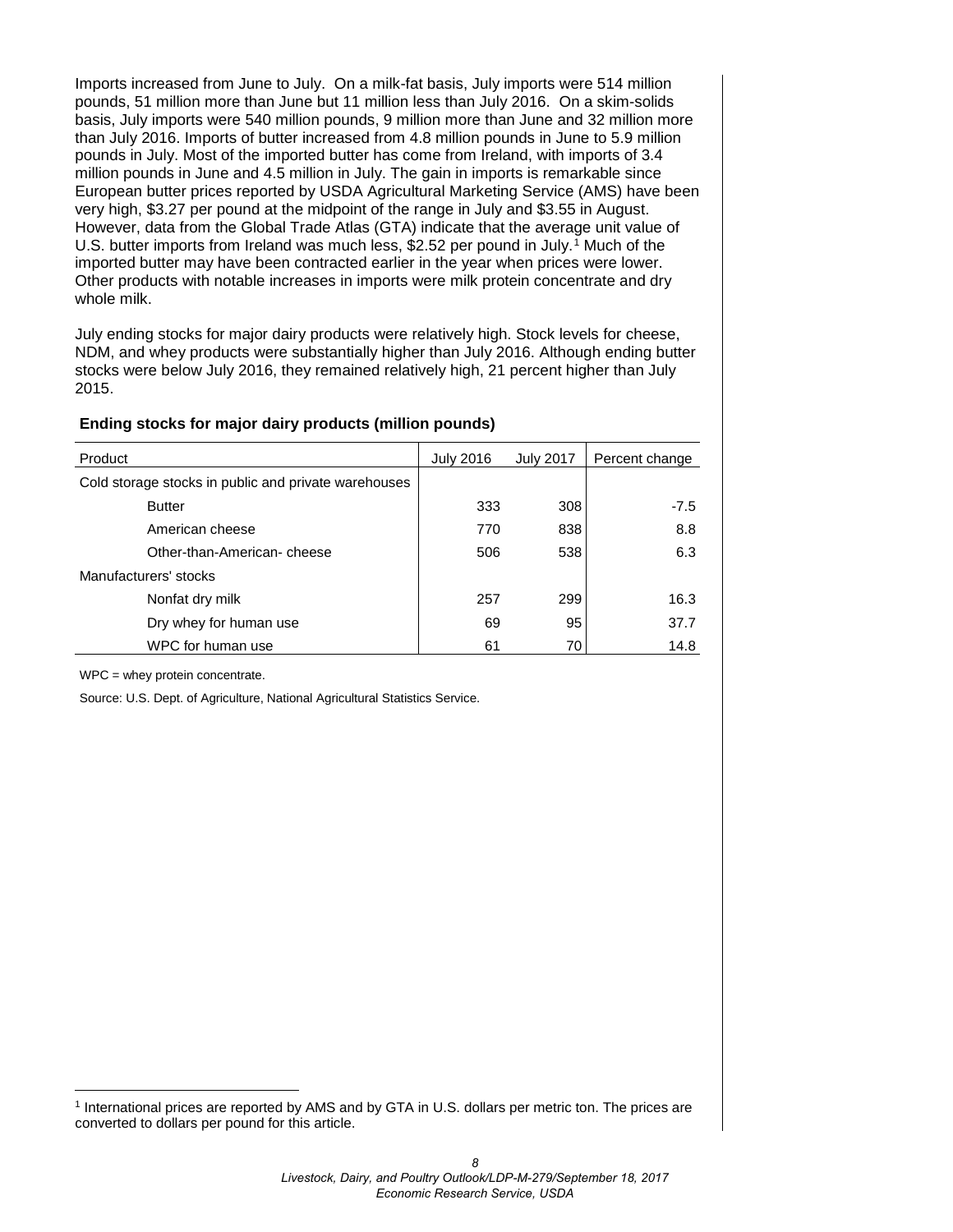Imports increased from June to July. On a milk-fat basis, July imports were 514 million pounds, 51 million more than June but 11 million less than July 2016. On a skim-solids basis, July imports were 540 million pounds, 9 million more than June and 32 million more than July 2016. Imports of butter increased from 4.8 million pounds in June to 5.9 million pounds in July. Most of the imported butter has come from Ireland, with imports of 3.4 million pounds in June and 4.5 million in July. The gain in imports is remarkable since European butter prices reported by USDA Agricultural Marketing Service (AMS) have been very high, $3.27 per pound at the midpoint of the range in July and $3.55 in August. However, data from the Global Trade Atlas (GTA) indicate that the average unit value of U.S. butter imports from Ireland was much less, $2.52 per pound in July.[1] Much of the imported butter may have been contracted earlier in the year when prices were lower. Other products with notable increases in imports were milk protein concentrate and dry whole milk.

July ending stocks for major dairy products were relatively high. Stock levels for cheese, NDM, and whey products were substantially higher than July 2016. Although ending butter stocks were below July 2016, they remained relatively high, 21 percent higher than July 2015.

**Ending stocks for major dairy products (million pounds)**

| Product | July 2016 | July 2017 | Percent change |
|---|---|---|---|
| Cold storage stocks in public and private warehouses | | | |
| Butter | 333 | 308 | -7.5 |
| American cheese | 770 | 838 | 8.8 |
| Other-than-American- cheese | 506 | 538 | 6.3 |
| Manufacturers' stocks | | | |
| Nonfat dry milk | 257 | 299 | 16.3 |
| Dry whey for human use | 69 | 95 | 37.7 |
| WPC for human use | 61 | 70 | 14.8 |

WPC = whey protein concentrate.

Source: U.S. Dept. of Agriculture, National Agricultural Statistics Service.

[1] International prices are reported by AMS and by GTA in U.S. dollars per metric ton. The prices are converted to dollars per pound for this article.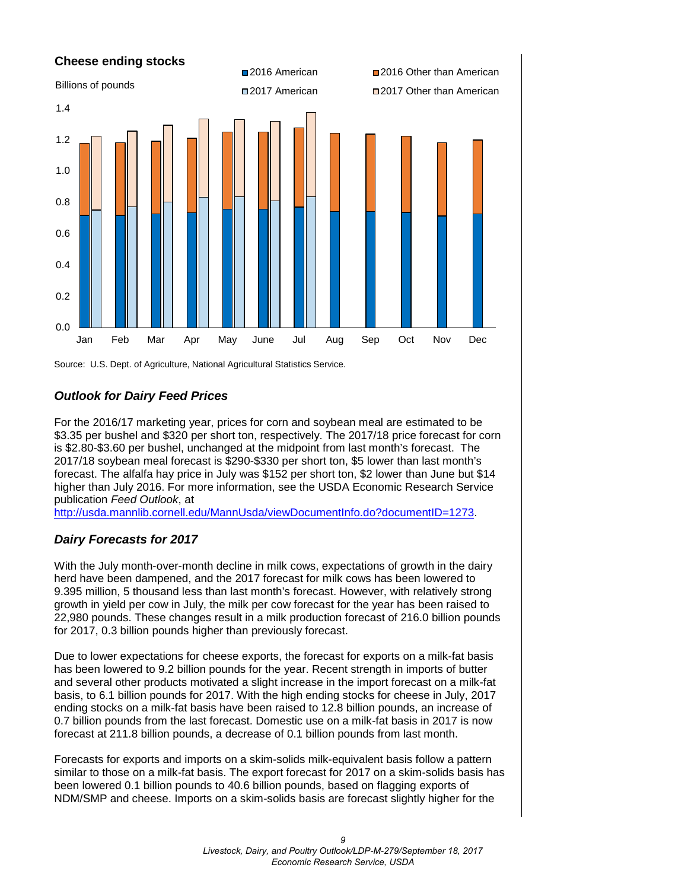**Cheese ending stocks**

Billions of pounds

■ 2016 American ■ 2016 Other than American ■ 2017 American ■ 2017 Other than American

Source: U.S. Dept. of Agriculture, National Agricultural Statistics Service.

### *Outlook for Dairy Feed Prices*

For the 2016/17 marketing year, prices for corn and soybean meal are estimated to be $3.35 per bushel and $320 per short ton, respectively. The 2017/18 price forecast for corn is $2.80-$3.60 per bushel, unchanged at the midpoint from last month's forecast. The 2017/18 soybean meal forecast is $290-$330 per short ton, $5 lower than last month's forecast. The alfalfa hay price in July was $152 per short ton, $2 lower than June but $14 higher than July 2016. For more information, see the USDA Economic Research Service publication *Feed Outlook*, at http://usda.mannlib.cornell.edu/MannUsda/viewDocumentInfo.do?documentID=1273.

### *Dairy Forecasts for 2017*

With the July month-over-month decline in milk cows, expectations of growth in the dairy herd have been dampened, and the 2017 forecast for milk cows has been lowered to 9.395 million, 5 thousand less than last month's forecast. However, with relatively strong growth in yield per cow in July, the milk per cow forecast for the year has been raised to 22,980 pounds. These changes result in a milk production forecast of 216.0 billion pounds for 2017, 0.3 billion pounds higher than previously forecast.

Due to lower expectations for cheese exports, the forecast for exports on a milk-fat basis has been lowered to 9.2 billion pounds for the year. Recent strength in imports of butter and several other products motivated a slight increase in the import forecast on a milk-fat basis, to 6.1 billion pounds for 2017. With the high ending stocks for cheese in July, 2017 ending stocks on a milk-fat basis have been raised to 12.8 billion pounds, an increase of 0.7 billion pounds from the last forecast. Domestic use on a milk-fat basis in 2017 is now forecast at 211.8 billion pounds, a decrease of 0.1 billion pounds from last month.

Forecasts for exports and imports on a skim-solids milk-equivalent basis follow a pattern similar to those on a milk-fat basis. The export forecast for 2017 on a skim-solids basis has been lowered 0.1 billion pounds to 40.6 billion pounds, based on flagging exports of NDM/SMP and cheese. Imports on a skim-solids basis are forecast slightly higher for the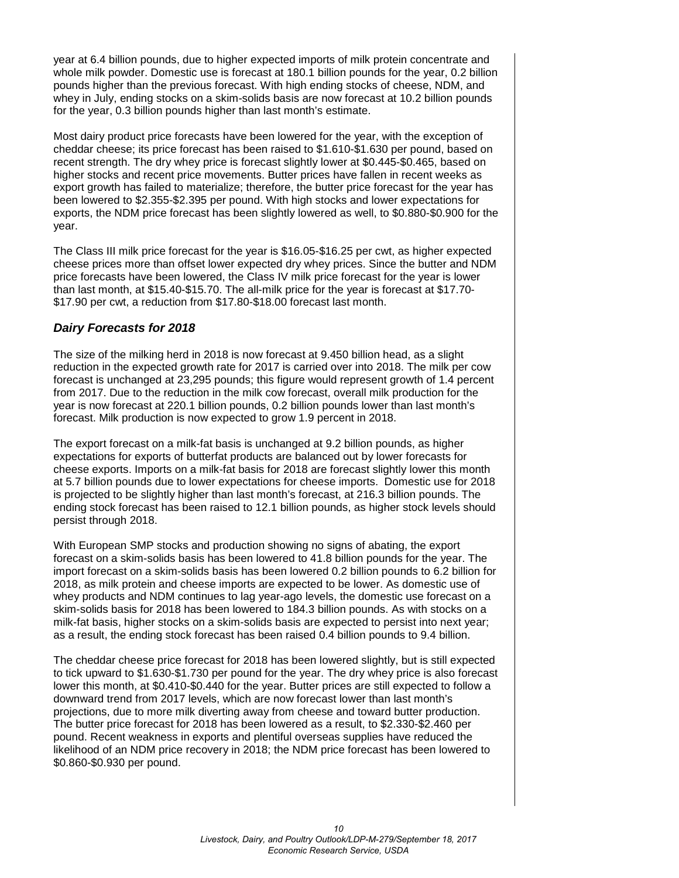year at 6.4 billion pounds, due to higher expected imports of milk protein concentrate and whole milk powder. Domestic use is forecast at 180.1 billion pounds for the year, 0.2 billion pounds higher than the previous forecast. With high ending stocks of cheese, NDM, and whey in July, ending stocks on a skim-solids basis are now forecast at 10.2 billion pounds for the year, 0.3 billion pounds higher than last month's estimate.

Most dairy product price forecasts have been lowered for the year, with the exception of cheddar cheese; its price forecast has been raised to $1.610-$1.630 per pound, based on recent strength. The dry whey price is forecast slightly lower at $0.445-$0.465, based on higher stocks and recent price movements. Butter prices have fallen in recent weeks as export growth has failed to materialize; therefore, the butter price forecast for the year has been lowered to $2.355-$2.395 per pound. With high stocks and lower expectations for exports, the NDM price forecast has been slightly lowered as well, to $0.880-$0.900 for the year.

The Class III milk price forecast for the year is $16.05-$16.25 per cwt, as higher expected cheese prices more than offset lower expected dry whey prices. Since the butter and NDM price forecasts have been lowered, the Class IV milk price forecast for the year is lower than last month, at $15.40-$15.70. The all-milk price for the year is forecast at $17.70-$17.90 per cwt, a reduction from $17.80-$18.00 forecast last month.

### *Dairy Forecasts for 2018*

The size of the milking herd in 2018 is now forecast at 9.450 billion head, as a slight reduction in the expected growth rate for 2017 is carried over into 2018. The milk per cow forecast is unchanged at 23,295 pounds; this figure would represent growth of 1.4 percent from 2017. Due to the reduction in the milk cow forecast, overall milk production for the year is now forecast at 220.1 billion pounds, 0.2 billion pounds lower than last month's forecast. Milk production is now expected to grow 1.9 percent in 2018.

The export forecast on a milk-fat basis is unchanged at 9.2 billion pounds, as higher expectations for exports of butterfat products are balanced out by lower forecasts for cheese exports. Imports on a milk-fat basis for 2018 are forecast slightly lower this month at 5.7 billion pounds due to lower expectations for cheese imports. Domestic use for 2018 is projected to be slightly higher than last month's forecast, at 216.3 billion pounds. The ending stock forecast has been raised to 12.1 billion pounds, as higher stock levels should persist through 2018.

With European SMP stocks and production showing no signs of abating, the export forecast on a skim-solids basis has been lowered to 41.8 billion pounds for the year. The import forecast on a skim-solids basis has been lowered 0.2 billion pounds to 6.2 billion for 2018, as milk protein and cheese imports are expected to be lower. As domestic use of whey products and NDM continues to lag year-ago levels, the domestic use forecast on a skim-solids basis for 2018 has been lowered to 184.3 billion pounds. As with stocks on a milk-fat basis, higher stocks on a skim-solids basis are expected to persist into next year; as a result, the ending stock forecast has been raised 0.4 billion pounds to 9.4 billion.

The cheddar cheese price forecast for 2018 has been lowered slightly, but is still expected to tick upward to $1.630-$1.730 per pound for the year. The dry whey price is also forecast lower this month, at $0.410-$0.440 for the year. Butter prices are still expected to follow a downward trend from 2017 levels, which are now forecast lower than last month's projections, due to more milk diverting away from cheese and toward butter production. The butter price forecast for 2018 has been lowered as a result, to $2.330-$2.460 per pound. Recent weakness in exports and plentiful overseas supplies have reduced the likelihood of an NDM price recovery in 2018; the NDM price forecast has been lowered to $0.860-$0.930 per pound.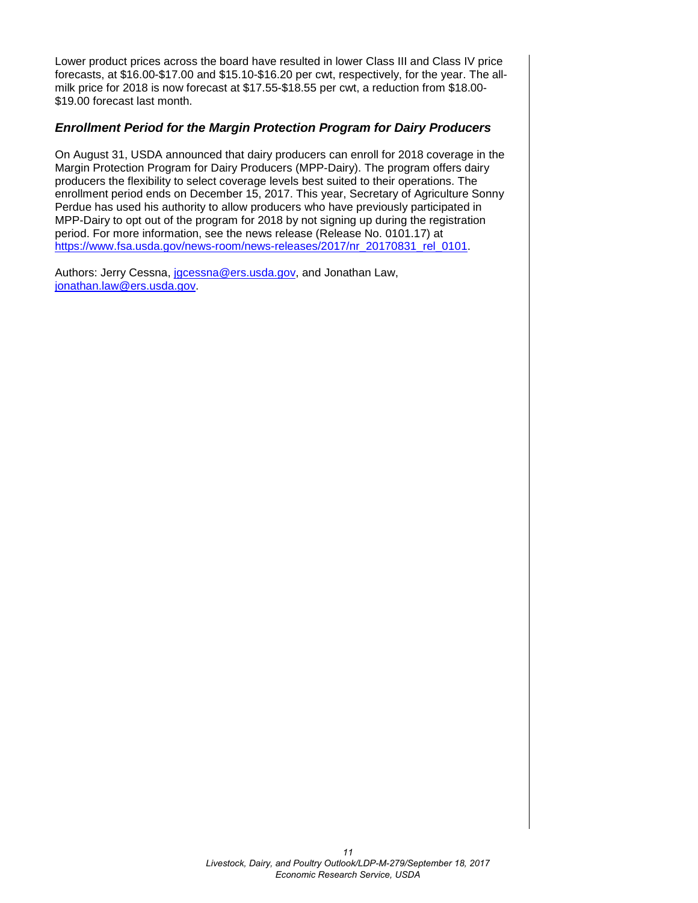Lower product prices across the board have resulted in lower Class III and Class IV price forecasts, at $16.00-$17.00 and $15.10-$16.20 per cwt, respectively, for the year. The all-milk price for 2018 is now forecast at $17.55-$18.55 per cwt, a reduction from $18.00-$19.00 forecast last month.

### *Enrollment Period for the Margin Protection Program for Dairy Producers*

On August 31, USDA announced that dairy producers can enroll for 2018 coverage in the Margin Protection Program for Dairy Producers (MPP-Dairy). The program offers dairy producers the flexibility to select coverage levels best suited to their operations. The enrollment period ends on December 15, 2017. This year, Secretary of Agriculture Sonny Perdue has used his authority to allow producers who have previously participated in MPP-Dairy to opt out of the program for 2018 by not signing up during the registration period. For more information, see the news release (Release No. 0101.17) at [https://www.fsa.usda.gov/news-room/news-releases/2017/nr_20170831_rel_0101](https://www.fsa.usda.gov/news-room/news-releases/2017/nr_20170831_rel_0101).

Authors: Jerry Cessna, [jgcessna@ers.usda.gov](mailto:jgcessna@ers.usda.gov), and Jonathan Law, [jonathan.law@ers.usda.gov](mailto:jonathan.law@ers.usda.gov).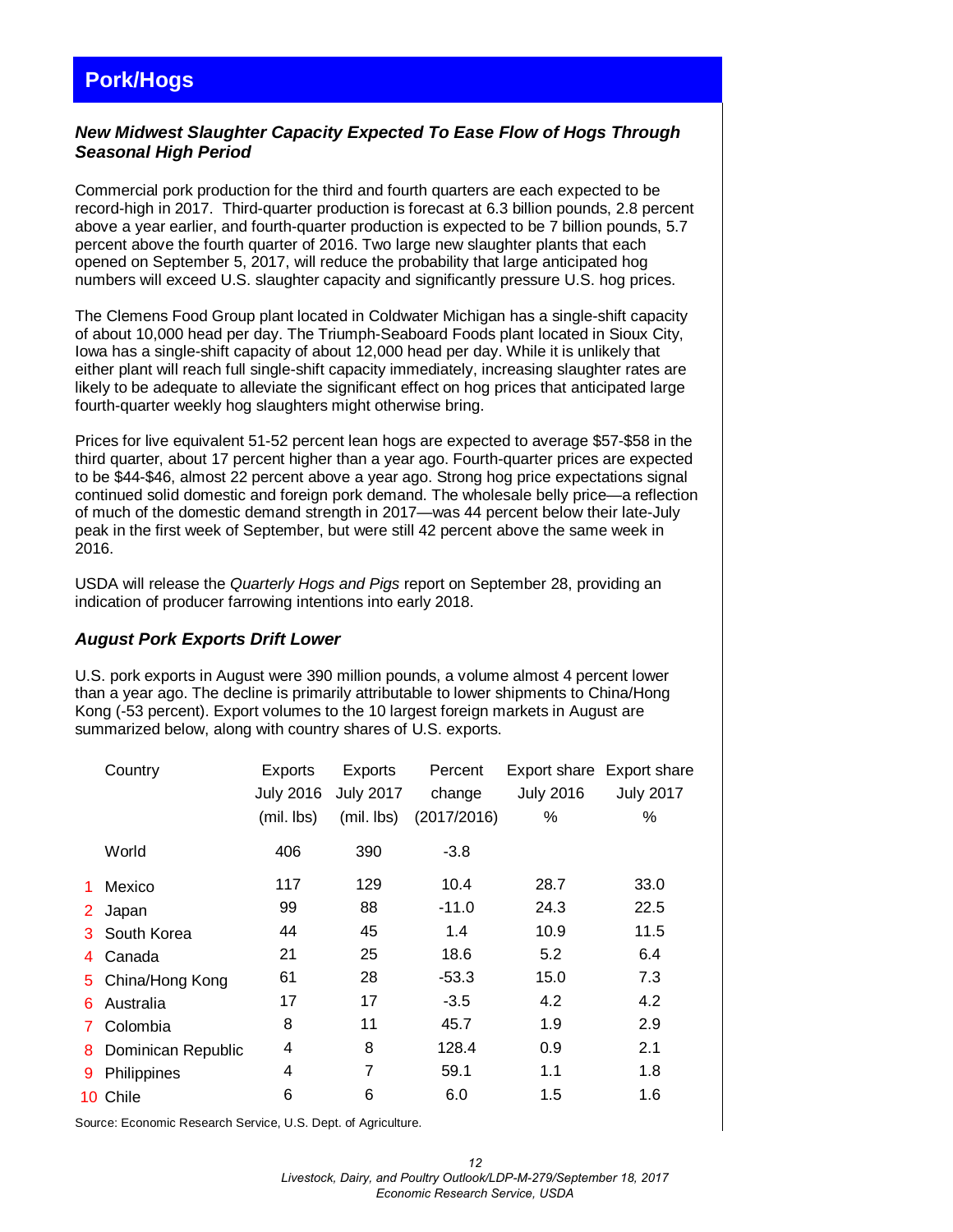# Pork/Hogs

### *New Midwest Slaughter Capacity Expected To Ease Flow of Hogs Through Seasonal High Period*

Commercial pork production for the third and fourth quarters are each expected to be record-high in 2017. Third-quarter production is forecast at 6.3 billion pounds, 2.8 percent above a year earlier, and fourth-quarter production is expected to be 7 billion pounds, 5.7 percent above the fourth quarter of 2016. Two large new slaughter plants that each opened on September 5, 2017, will reduce the probability that large anticipated hog numbers will exceed U.S. slaughter capacity and significantly pressure U.S. hog prices.

The Clemens Food Group plant located in Coldwater Michigan has a single-shift capacity of about 10,000 head per day. The Triumph-Seaboard Foods plant located in Sioux City, Iowa has a single-shift capacity of about 12,000 head per day. While it is unlikely that either plant will reach full single-shift capacity immediately, increasing slaughter rates are likely to be adequate to alleviate the significant effect on hog prices that anticipated large fourth-quarter weekly hog slaughters might otherwise bring.

Prices for live equivalent 51-52 percent lean hogs are expected to average $57-$58 in the third quarter, about 17 percent higher than a year ago. Fourth-quarter prices are expected to be $44-$46, almost 22 percent above a year ago. Strong hog price expectations signal continued solid domestic and foreign pork demand. The wholesale belly price—a reflection of much of the domestic demand strength in 2017—was 44 percent below their late-July peak in the first week of September, but were still 42 percent above the same week in 2016.

USDA will release the *Quarterly Hogs and Pigs* report on September 28, providing an indication of producer farrowing intentions into early 2018.

### *August Pork Exports Drift Lower*

U.S. pork exports in August were 390 million pounds, a volume almost 4 percent lower than a year ago. The decline is primarily attributable to lower shipments to China/Hong Kong (-53 percent). Export volumes to the 10 largest foreign markets in August are summarized below, along with country shares of U.S. exports.

| | Country | Exports July 2016 (mil. lbs) | Exports July 2017 (mil. lbs) | Percent change (2017/2016) | Export share July 2016 % | Export share July 2017 % |
|---|---|---|---|---|---|---|
| | World | 406 | 390 | -3.8 | | |
| 1 | Mexico | 117 | 129 | 10.4 | 28.7 | 33.0 |
| 2 | Japan | 99 | 88 | -11.0 | 24.3 | 22.5 |
| 3 | South Korea | 44 | 45 | 1.4 | 10.9 | 11.5 |
| 4 | Canada | 21 | 25 | 18.6 | 5.2 | 6.4 |
| 5 | China/Hong Kong | 61 | 28 | -53.3 | 15.0 | 7.3 |
| 6 | Australia | 17 | 17 | -3.5 | 4.2 | 4.2 |
| 7 | Colombia | 8 | 11 | 45.7 | 1.9 | 2.9 |
| 8 | Dominican Republic | 4 | 8 | 128.4 | 0.9 | 2.1 |
| 9 | Philippines | 4 | 7 | 59.1 | 1.1 | 1.8 |
| 10 | Chile | 6 | 6 | 6.0 | 1.5 | 1.6 |

Source: Economic Research Service, U.S. Dept. of Agriculture.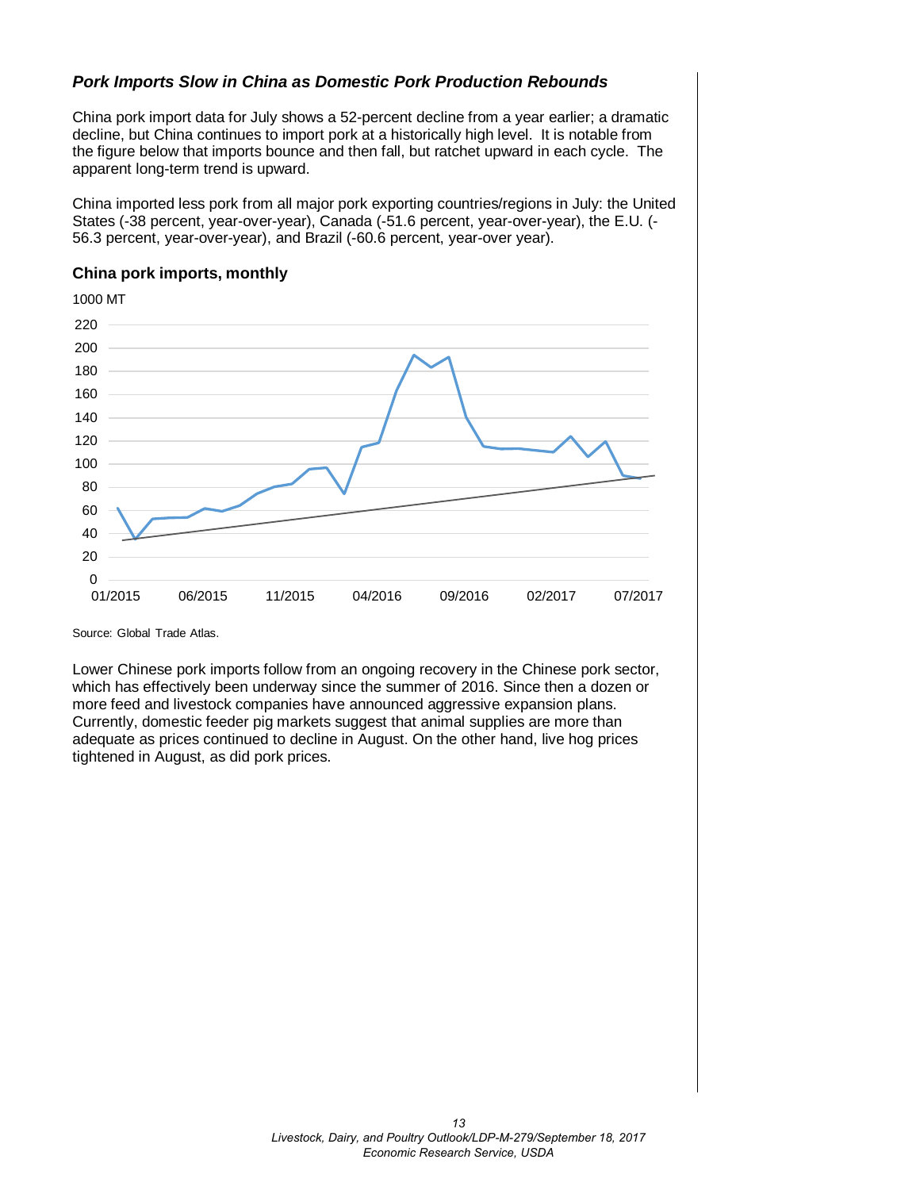### *Pork Imports Slow in China as Domestic Pork Production Rebounds*

China pork import data for July shows a 52-percent decline from a year earlier; a dramatic decline, but China continues to import pork at a historically high level. It is notable from the figure below that imports bounce and then fall, but ratchet upward in each cycle. The apparent long-term trend is upward.

China imported less pork from all major pork exporting countries/regions in July: the United States (-38 percent, year-over-year), Canada (-51.6 percent, year-over-year), the E.U. (-56.3 percent, year-over-year), and Brazil (-60.6 percent, year-over year).

**China pork imports, monthly**

1000 MT

Source: Global Trade Atlas.

Lower Chinese pork imports follow from an ongoing recovery in the Chinese pork sector, which has effectively been underway since the summer of 2016. Since then a dozen or more feed and livestock companies have announced aggressive expansion plans. Currently, domestic feeder pig markets suggest that animal supplies are more than adequate as prices continued to decline in August. On the other hand, live hog prices tightened in August, as did pork prices.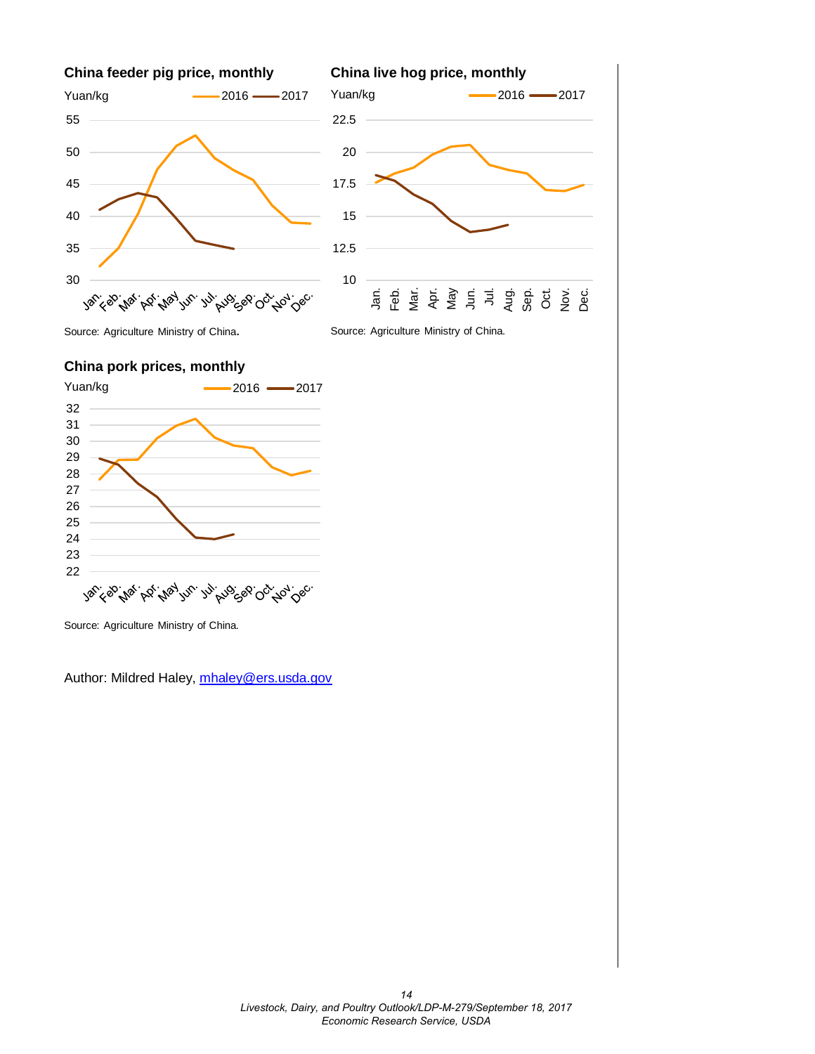**China feeder pig price, monthly**

Source: Agriculture Ministry of China.

**China live hog price, monthly**

Source: Agriculture Ministry of China.

**China pork prices, monthly**

Source: Agriculture Ministry of China.

Author: Mildred Haley, [mhaley@ers.usda.gov](mailto:mhaley@ers.usda.gov)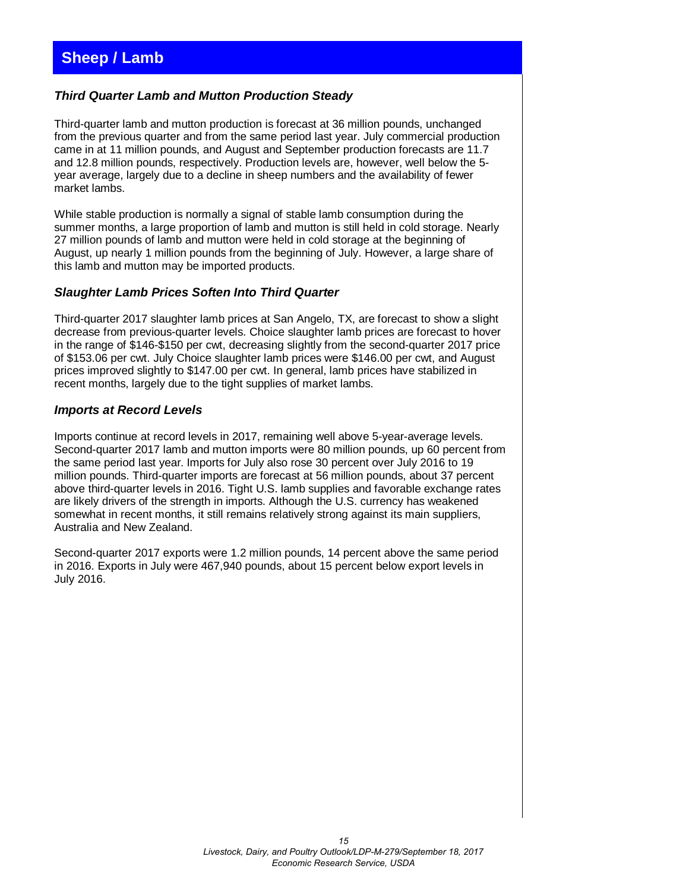# Sheep / Lamb

### *Third Quarter Lamb and Mutton Production Steady*

Third-quarter lamb and mutton production is forecast at 36 million pounds, unchanged from the previous quarter and from the same period last year. July commercial production came in at 11 million pounds, and August and September production forecasts are 11.7 and 12.8 million pounds, respectively. Production levels are, however, well below the 5-year average, largely due to a decline in sheep numbers and the availability of fewer market lambs.

While stable production is normally a signal of stable lamb consumption during the summer months, a large proportion of lamb and mutton is still held in cold storage. Nearly 27 million pounds of lamb and mutton were held in cold storage at the beginning of August, up nearly 1 million pounds from the beginning of July. However, a large share of this lamb and mutton may be imported products.

### *Slaughter Lamb Prices Soften Into Third Quarter*

Third-quarter 2017 slaughter lamb prices at San Angelo, TX, are forecast to show a slight decrease from previous-quarter levels. Choice slaughter lamb prices are forecast to hover in the range of $146-$150 per cwt, decreasing slightly from the second-quarter 2017 price of $153.06 per cwt. July Choice slaughter lamb prices were $146.00 per cwt, and August prices improved slightly to $147.00 per cwt. In general, lamb prices have stabilized in recent months, largely due to the tight supplies of market lambs.

### *Imports at Record Levels*

Imports continue at record levels in 2017, remaining well above 5-year-average levels. Second-quarter 2017 lamb and mutton imports were 80 million pounds, up 60 percent from the same period last year. Imports for July also rose 30 percent over July 2016 to 19 million pounds. Third-quarter imports are forecast at 56 million pounds, about 37 percent above third-quarter levels in 2016. Tight U.S. lamb supplies and favorable exchange rates are likely drivers of the strength in imports. Although the U.S. currency has weakened somewhat in recent months, it still remains relatively strong against its main suppliers, Australia and New Zealand.

Second-quarter 2017 exports were 1.2 million pounds, 14 percent above the same period in 2016. Exports in July were 467,940 pounds, about 15 percent below export levels in July 2016.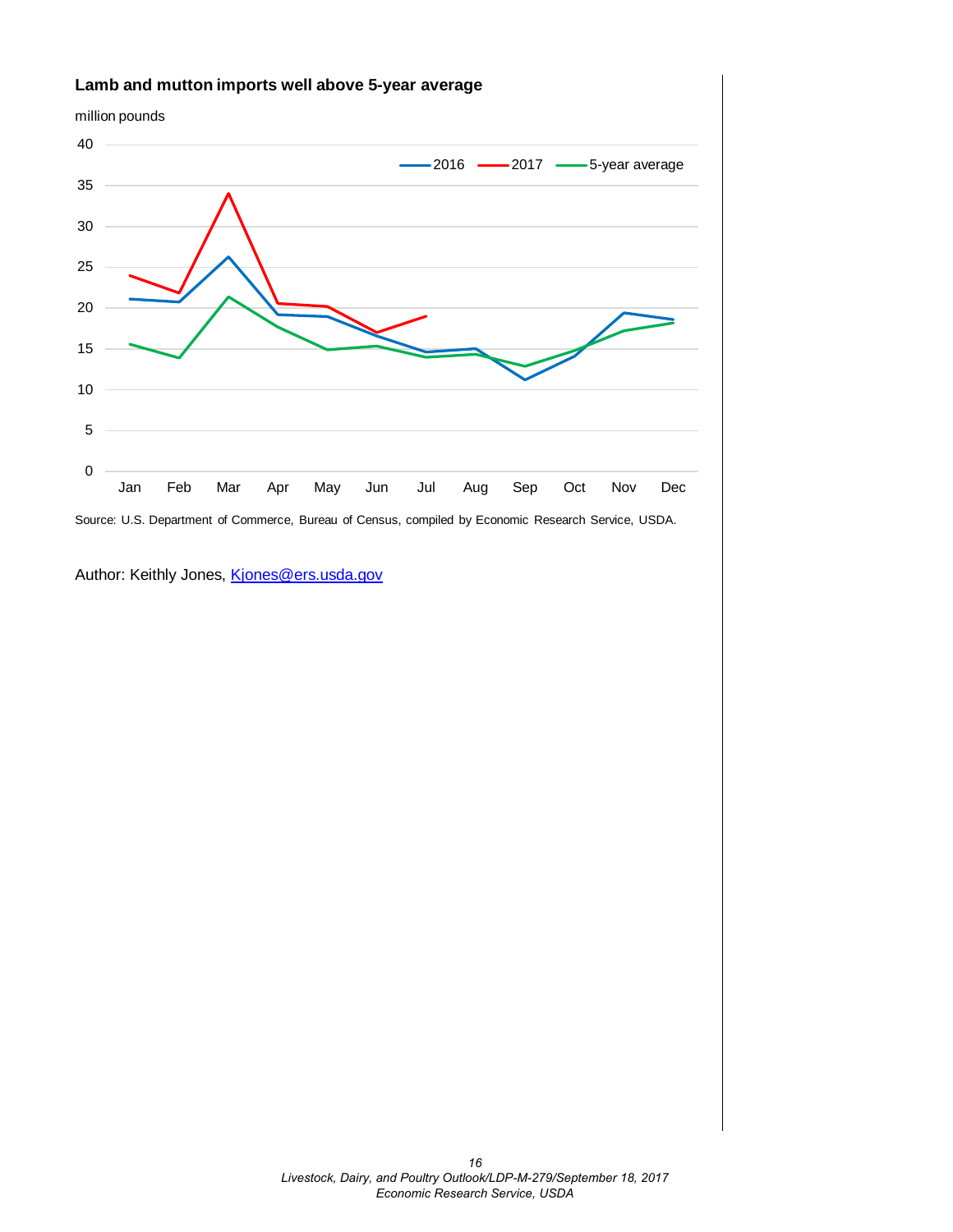**Lamb and mutton imports well above 5-year average**

million pounds

Source: U.S. Department of Commerce, Bureau of Census, compiled by Economic Research Service, USDA.

Author: Keithly Jones, Kjones@ers.usda.gov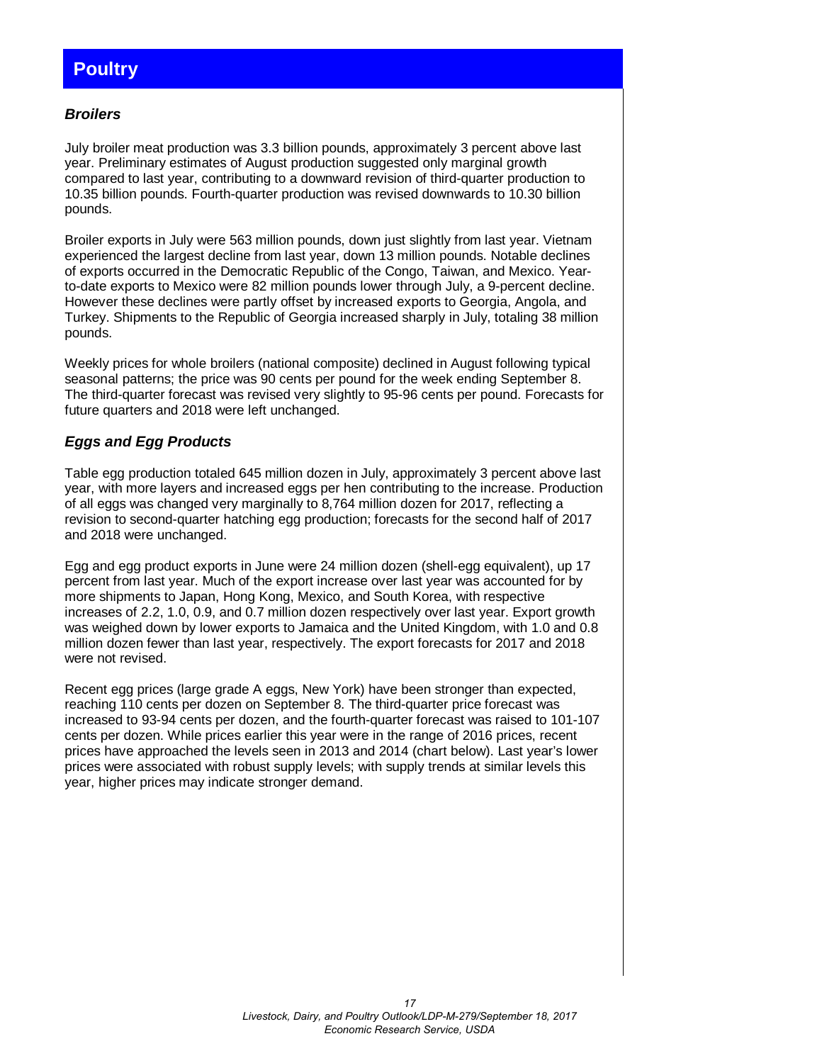# Poultry

### *Broilers*

July broiler meat production was 3.3 billion pounds, approximately 3 percent above last year. Preliminary estimates of August production suggested only marginal growth compared to last year, contributing to a downward revision of third-quarter production to 10.35 billion pounds. Fourth-quarter production was revised downwards to 10.30 billion pounds.

Broiler exports in July were 563 million pounds, down just slightly from last year. Vietnam experienced the largest decline from last year, down 13 million pounds. Notable declines of exports occurred in the Democratic Republic of the Congo, Taiwan, and Mexico. Year-to-date exports to Mexico were 82 million pounds lower through July, a 9-percent decline. However these declines were partly offset by increased exports to Georgia, Angola, and Turkey. Shipments to the Republic of Georgia increased sharply in July, totaling 38 million pounds.

Weekly prices for whole broilers (national composite) declined in August following typical seasonal patterns; the price was 90 cents per pound for the week ending September 8. The third-quarter forecast was revised very slightly to 95-96 cents per pound. Forecasts for future quarters and 2018 were left unchanged.

### *Eggs and Egg Products*

Table egg production totaled 645 million dozen in July, approximately 3 percent above last year, with more layers and increased eggs per hen contributing to the increase. Production of all eggs was changed very marginally to 8,764 million dozen for 2017, reflecting a revision to second-quarter hatching egg production; forecasts for the second half of 2017 and 2018 were unchanged.

Egg and egg product exports in June were 24 million dozen (shell-egg equivalent), up 17 percent from last year. Much of the export increase over last year was accounted for by more shipments to Japan, Hong Kong, Mexico, and South Korea, with respective increases of 2.2, 1.0, 0.9, and 0.7 million dozen respectively over last year. Export growth was weighed down by lower exports to Jamaica and the United Kingdom, with 1.0 and 0.8 million dozen fewer than last year, respectively. The export forecasts for 2017 and 2018 were not revised.

Recent egg prices (large grade A eggs, New York) have been stronger than expected, reaching 110 cents per dozen on September 8. The third-quarter price forecast was increased to 93-94 cents per dozen, and the fourth-quarter forecast was raised to 101-107 cents per dozen. While prices earlier this year were in the range of 2016 prices, recent prices have approached the levels seen in 2013 and 2014 (chart below). Last year's lower prices were associated with robust supply levels; with supply trends at similar levels this year, higher prices may indicate stronger demand.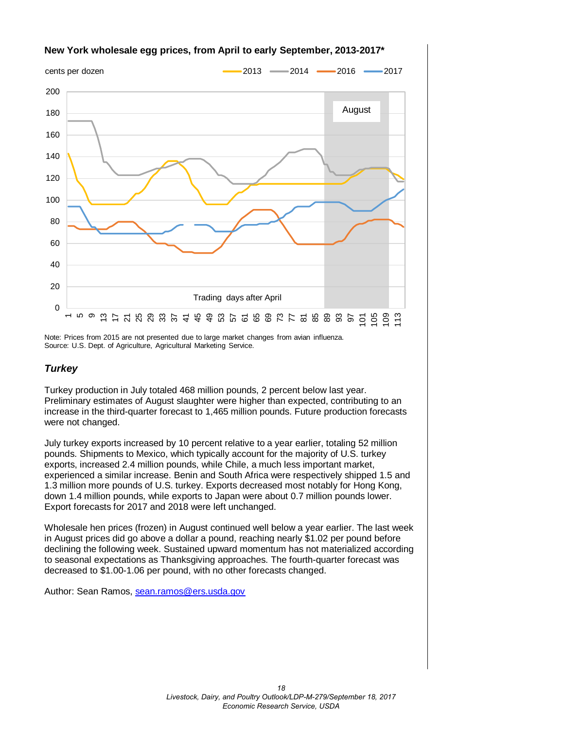**New York wholesale egg prices, from April to early September, 2013-2017***

Note: Prices from 2015 are not presented due to large market changes from avian influenza.
Source: U.S. Dept. of Agriculture, Agricultural Marketing Service.

### *Turkey*

Turkey production in July totaled 468 million pounds, 2 percent below last year. Preliminary estimates of August slaughter were higher than expected, contributing to an increase in the third-quarter forecast to 1,465 million pounds. Future production forecasts were not changed.

July turkey exports increased by 10 percent relative to a year earlier, totaling 52 million pounds. Shipments to Mexico, which typically account for the majority of U.S. turkey exports, increased 2.4 million pounds, while Chile, a much less important market, experienced a similar increase. Benin and South Africa were respectively shipped 1.5 and 1.3 million more pounds of U.S. turkey. Exports decreased most notably for Hong Kong, down 1.4 million pounds, while exports to Japan were about 0.7 million pounds lower. Export forecasts for 2017 and 2018 were left unchanged.

Wholesale hen prices (frozen) in August continued well below a year earlier. The last week in August prices did go above a dollar a pound, reaching nearly $1.02 per pound before declining the following week. Sustained upward momentum has not materialized according to seasonal expectations as Thanksgiving approaches. The fourth-quarter forecast was decreased to $1.00-1.06 per pound, with no other forecasts changed.

Author: Sean Ramos, sean.ramos@ers.usda.gov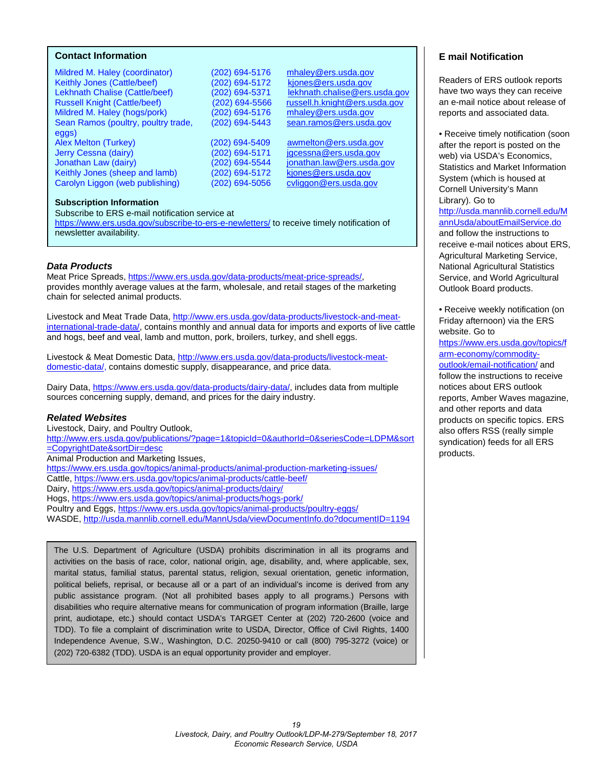### Contact Information

| | | |
|---|---|---|
| Mildred M. Haley (coordinator) | (202) 694-5176 | mhaley@ers.usda.gov |
| Keithly Jones (Cattle/beef) | (202) 694-5172 | kjones@ers.usda.gov |
| Lekhnath Chalise (Cattle/beef) | (202) 694-5371 | lekhnath.chalise@ers.usda.gov |
| Russell Knight (Cattle/beef) | (202) 694-5566 | russell.h.knight@ers.usda.gov |
| Mildred M. Haley (hogs/pork) | (202) 694-5176 | mhaley@ers.usda.gov |
| Sean Ramos (poultry, poultry trade, eggs) | (202) 694-5443 | sean.ramos@ers.usda.gov |
| Alex Melton (Turkey) | (202) 694-5409 | awmelton@ers.usda.gov |
| Jerry Cessna (dairy) | (202) 694-5171 | jgcessna@ers.usda.gov |
| Jonathan Law (dairy) | (202) 694-5544 | jonathan.law@ers.usda.gov |
| Keithly Jones (sheep and lamb) | (202) 694-5172 | kjones@ers.usda.gov |
| Carolyn Liggon (web publishing) | (202) 694-5056 | cvliggon@ers.usda.gov |

**Subscription Information**

Subscribe to ERS e-mail notification service at https://www.ers.usda.gov/subscribe-to-ers-e-newletters/ to receive timely notification of newsletter availability.

### *Data Products*

Meat Price Spreads, https://www.ers.usda.gov/data-products/meat-price-spreads/, provides monthly average values at the farm, wholesale, and retail stages of the marketing chain for selected animal products.

Livestock and Meat Trade Data, http://www.ers.usda.gov/data-products/livestock-and-meat-international-trade-data/, contains monthly and annual data for imports and exports of live cattle and hogs, beef and veal, lamb and mutton, pork, broilers, turkey, and shell eggs.

Livestock & Meat Domestic Data, http://www.ers.usda.gov/data-products/livestock-meat-domestic-data/, contains domestic supply, disappearance, and price data.

Dairy Data, https://www.ers.usda.gov/data-products/dairy-data/, includes data from multiple sources concerning supply, demand, and prices for the dairy industry.

### *Related Websites*

Livestock, Dairy, and Poultry Outlook,
http://www.ers.usda.gov/publications/?page=1&topicId=0&authorId=0&seriesCode=LDPM&sort=CopyrightDate&sortDir=desc
Animal Production and Marketing Issues,
https://www.ers.usda.gov/topics/animal-products/animal-production-marketing-issues/
Cattle, https://www.ers.usda.gov/topics/animal-products/cattle-beef/
Dairy, https://www.ers.usda.gov/topics/animal-products/dairy/
Hogs, https://www.ers.usda.gov/topics/animal-products/hogs-pork/
Poultry and Eggs, https://www.ers.usda.gov/topics/animal-products/poultry-eggs/
WASDE, http://usda.mannlib.cornell.edu/MannUsda/viewDocumentInfo.do?documentID=1194

The U.S. Department of Agriculture (USDA) prohibits discrimination in all its programs and activities on the basis of race, color, national origin, age, disability, and, where applicable, sex, marital status, familial status, parental status, religion, sexual orientation, genetic information, political beliefs, reprisal, or because all or a part of an individual's income is derived from any public assistance program. (Not all prohibited bases apply to all programs.) Persons with disabilities who require alternative means for communication of program information (Braille, large print, audiotape, etc.) should contact USDA's TARGET Center at (202) 720-2600 (voice and TDD). To file a complaint of discrimination write to USDA, Director, Office of Civil Rights, 1400 Independence Avenue, S.W., Washington, D.C. 20250-9410 or call (800) 795-3272 (voice) or (202) 720-6382 (TDD). USDA is an equal opportunity provider and employer.

### E mail Notification

Readers of ERS outlook reports have two ways they can receive an e-mail notice about release of reports and associated data.

- Receive timely notification (soon after the report is posted on the web) via USDA's Economics, Statistics and Market Information System (which is housed at Cornell University's Mann Library). Go to http://usda.mannlib.cornell.edu/MannUsda/aboutEmailService.do and follow the instructions to receive e-mail notices about ERS, Agricultural Marketing Service, National Agricultural Statistics Service, and World Agricultural Outlook Board products.

- Receive weekly notification (on Friday afternoon) via the ERS website. Go to https://www.ers.usda.gov/topics/farm-economy/commodity-outlook/email-notification/ and follow the instructions to receive notices about ERS outlook reports, Amber Waves magazine, and other reports and data products on specific topics. ERS also offers RSS (really simple syndication) feeds for all ERS products.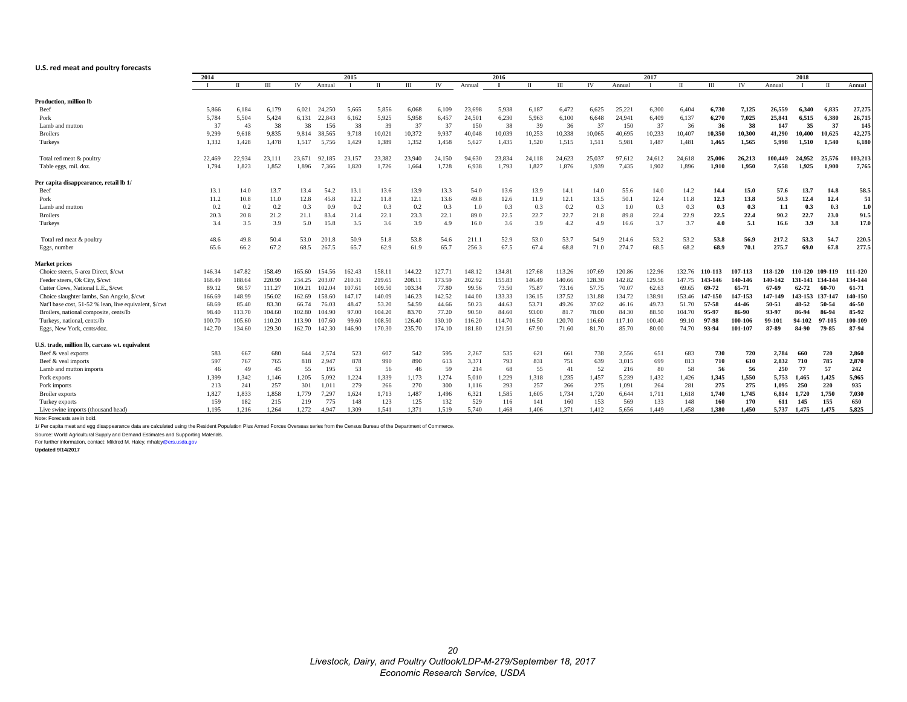**U.S. red meat and poultry forecasts**

| | 2014 | | | | | 2015 | | | | | 2016 | | | | | 2017 | | | | | 2018 | | |
|---|---|---|---|---|---|---|---|---|---|---|---|---|---|---|---|---|---|---|---|---|---|---|---|
| | I | II | III | IV | Annual | I | II | III | IV | Annual | I | II | III | IV | Annual | I | II | III | IV | Annual | I | II | Annual |
| **Production, million lb** | | | | | | | | | | | | | | | | | | | | | | | |
| Beef | 5,866 | 6,184 | 6,179 | 6,021 | 24,250 | 5,665 | 5,856 | 6,068 | 6,109 | 23,698 | 5,938 | 6,187 | 6,472 | 6,625 | 25,221 | 6,300 | 6,404 | **6,730** | **7,125** | **26,559** | **6,340** | **6,835** | **27,275** |
| Pork | 5,784 | 5,504 | 5,424 | 6,131 | 22,843 | 6,162 | 5,925 | 5,958 | 6,457 | 24,501 | 6,230 | 5,963 | 6,100 | 6,648 | 24,941 | 6,409 | 6,137 | **6,270** | **7,025** | **25,841** | **6,515** | **6,380** | **26,715** |
| Lamb and mutton | 37 | 43 | 38 | 38 | 156 | 38 | 39 | 37 | 37 | 150 | 38 | 39 | 36 | 37 | 150 | 37 | 36 | **36** | **38** | **147** | **35** | **37** | **145** |
| Broilers | 9,299 | 9,618 | 9,835 | 9,814 | 38,565 | 9,718 | 10,021 | 10,372 | 9,937 | 40,048 | 10,039 | 10,253 | 10,338 | 10,065 | 40,695 | 10,233 | 10,407 | **10,350** | **10,300** | **41,290** | **10,400** | **10,625** | **42,275** |
| Turkeys | 1,332 | 1,428 | 1,478 | 1,517 | 5,756 | 1,429 | 1,389 | 1,352 | 1,458 | 5,627 | 1,435 | 1,520 | 1,515 | 1,511 | 5,981 | 1,487 | 1,481 | **1,465** | **1,565** | **5,998** | **1,510** | **1,540** | **6,180** |
| Total red meat & poultry | 22,469 | 22,934 | 23,111 | 23,671 | 92,185 | 23,157 | 23,382 | 23,940 | 24,150 | 94,630 | 23,834 | 24,118 | 24,623 | 25,037 | 97,612 | 24,612 | 24,618 | **25,006** | **26,213** | **100,449** | **24,952** | **25,576** | **103,213** |
| Table eggs, mil. doz. | 1,794 | 1,823 | 1,852 | 1,896 | 7,366 | 1,820 | 1,726 | 1,664 | 1,728 | 6,938 | 1,793 | 1,827 | 1,876 | 1,939 | 7,435 | 1,902 | 1,896 | **1,910** | **1,950** | **7,658** | **1,925** | **1,900** | **7,765** |
| **Per capita disappearance, retail lb 1/** | | | | | | | | | | | | | | | | | | | | | | | |
| Beef | 13.1 | 14.0 | 13.7 | 13.4 | 54.2 | 13.1 | 13.6 | 13.9 | 13.3 | 54.0 | 13.6 | 13.9 | 14.1 | 14.0 | 55.6 | 14.0 | 14.2 | **14.4** | **15.0** | **57.6** | **13.7** | **14.8** | **58.5** |
| Pork | 11.2 | 10.8 | 11.0 | 12.8 | 45.8 | 12.2 | 11.8 | 12.1 | 13.6 | 49.8 | 12.6 | 11.9 | 12.1 | 13.5 | 50.1 | 12.4 | 11.8 | **12.3** | **13.8** | **50.3** | **12.4** | **12.4** | **51** |
| Lamb and mutton | 0.2 | 0.2 | 0.2 | 0.3 | 0.9 | 0.2 | 0.3 | 0.2 | 0.3 | 1.0 | 0.3 | 0.3 | 0.2 | 0.3 | 1.0 | 0.3 | 0.3 | **0.3** | **0.3** | **1.1** | **0.3** | **0.3** | **1.0** |
| Broilers | 20.3 | 20.8 | 21.2 | 21.1 | 83.4 | 21.4 | 22.1 | 23.3 | 22.1 | 89.0 | 22.5 | 22.7 | 22.7 | 21.8 | 89.8 | 22.4 | 22.9 | **22.5** | **22.4** | **90.2** | **22.7** | **23.0** | **91.5** |
| Turkeys | 3.4 | 3.5 | 3.9 | 5.0 | 15.8 | 3.5 | 3.6 | 3.9 | 4.9 | 16.0 | 3.6 | 3.9 | 4.2 | 4.9 | 16.6 | 3.7 | 3.7 | **4.0** | **5.1** | **16.6** | **3.9** | **3.8** | **17.0** |
| Total red meat & poultry | 48.6 | 49.8 | 50.4 | 53.0 | 201.8 | 50.9 | 51.8 | 53.8 | 54.6 | 211.1 | 52.9 | 53.0 | 53.7 | 54.9 | 214.6 | 53.2 | 53.2 | **53.8** | **56.9** | **217.2** | **53.3** | **54.7** | **220.5** |
| Eggs, number | 65.6 | 66.2 | 67.2 | 68.5 | 267.5 | 65.7 | 62.9 | 61.9 | 65.7 | 256.3 | 67.5 | 67.4 | 68.8 | 71.0 | 274.7 | 68.5 | 68.2 | **68.9** | **70.1** | **275.7** | **69.0** | **67.8** | **277.5** |
| **Market prices** | | | | | | | | | | | | | | | | | | | | | | | |
| Choice steers, 5-area Direct, $/cwt | 146.34 | 147.82 | 158.49 | 165.60 | 154.56 | 162.43 | 158.11 | 144.22 | 127.71 | 148.12 | 134.81 | 127.68 | 113.26 | 107.69 | 120.86 | 122.96 | 132.76 | **110-113** | **107-113** | **118-120** | **110-120** | **109-119** | **111-120** |
| Feeder steers, Ok City, $/cwt | 168.49 | 188.64 | 220.90 | 234.25 | 203.07 | 210.31 | 219.65 | 208.11 | 173.59 | 202.92 | 155.83 | 146.49 | 140.66 | 128.30 | 142.82 | 129.56 | 147.75 | **143-146** | **140-146** | **140-142** | **131-141** | **134-144** | **134-144** |
| Cutter Cows, National L.E., $/cwt | 89.12 | 98.57 | 111.27 | 109.21 | 102.04 | 107.61 | 109.50 | 103.34 | 77.80 | 99.56 | 73.50 | 75.87 | 73.16 | 57.75 | 70.07 | 62.63 | 69.65 | **69-72** | **65-71** | **67-69** | **62-72** | **60-70** | **61-71** |
| Choice slaughter lambs, San Angelo, $/cwt | 166.69 | 148.99 | 156.02 | 162.69 | 158.60 | 147.17 | 140.09 | 146.23 | 142.52 | 144.00 | 133.33 | 136.15 | 137.52 | 131.88 | 134.72 | 138.91 | 153.46 | **147-150** | **147-153** | **147-149** | **143-153** | **137-147** | **140-150** |
| Nat'l base cost, 51-52 % lean, live equivalent, $/cwt | 68.69 | 85.40 | 83.30 | 66.74 | 76.03 | 48.47 | 53.20 | 54.59 | 44.66 | 50.23 | 44.63 | 53.71 | 49.26 | 37.02 | 46.16 | 49.73 | 51.70 | **57-58** | **44-46** | **50-51** | **48-52** | **50-54** | **46-50** |
| Broilers, national composite, cents/lb | 98.40 | 113.70 | 104.60 | 102.80 | 104.90 | 97.00 | 104.20 | 83.70 | 77.20 | 90.50 | 84.60 | 93.00 | 81.7 | 78.00 | 84.30 | 88.50 | 104.70 | **95-97** | **86-90** | **93-97** | **86-94** | **86-94** | **85-92** |
| Turkeys, national, cents/lb | 100.70 | 105.60 | 110.20 | 113.90 | 107.60 | 99.60 | 108.50 | 126.40 | 130.10 | 116.20 | 114.70 | 116.50 | 120.70 | 116.60 | 117.10 | 100.40 | 99.10 | **97-98** | **100-106** | **99-101** | **94-102** | **97-105** | **100-109** |
| Eggs, New York, cents/doz. | 142.70 | 134.60 | 129.30 | 162.70 | 142.30 | 146.90 | 170.30 | 235.70 | 174.10 | 181.80 | 121.50 | 67.90 | 71.60 | 81.70 | 85.70 | 80.00 | 74.70 | **93-94** | **101-107** | **87-89** | **84-90** | **79-85** | **87-94** |
| **U.S. trade, million lb, carcass wt. equivalent** | | | | | | | | | | | | | | | | | | | | | | | |
| Beef & veal exports | 583 | 667 | 680 | 644 | 2,574 | 523 | 607 | 542 | 595 | 2,267 | 535 | 621 | 661 | 738 | 2,556 | 651 | 683 | **730** | **720** | **2,784** | **660** | **720** | **2,860** |
| Beef & veal imports | 597 | 767 | 765 | 818 | 2,947 | 878 | 990 | 890 | 613 | 3,371 | 793 | 831 | 751 | 639 | 3,015 | 699 | 813 | **710** | **610** | **2,832** | **710** | **785** | **2,870** |
| Lamb and mutton imports | 46 | 49 | 45 | 55 | 195 | 53 | 56 | 46 | 59 | 214 | 68 | 55 | 41 | 52 | 216 | 80 | 58 | **56** | **56** | **250** | **77** | **57** | **242** |
| Pork exports | 1,399 | 1,342 | 1,146 | 1,205 | 5,092 | 1,224 | 1,339 | 1,173 | 1,274 | 5,010 | 1,229 | 1,318 | 1,235 | 1,457 | 5,239 | 1,432 | 1,426 | **1,345** | **1,550** | **5,753** | **1,465** | **1,425** | **5,965** |
| Pork imports | 213 | 241 | 257 | 301 | 1,011 | 279 | 266 | 270 | 300 | 1,116 | 293 | 257 | 266 | 275 | 1,091 | 264 | 281 | **275** | **275** | **1,095** | **250** | **220** | **935** |
| Broiler exports | 1,827 | 1,833 | 1,858 | 1,779 | 7,297 | 1,624 | 1,713 | 1,487 | 1,496 | 6,321 | 1,585 | 1,605 | 1,734 | 1,720 | 6,644 | 1,711 | 1,618 | **1,740** | **1,745** | **6,814** | **1,720** | **1,750** | **7,030** |
| Turkey exports | 159 | 182 | 215 | 219 | 775 | 148 | 123 | 125 | 132 | 529 | 116 | 141 | 160 | 153 | 569 | 133 | 148 | **160** | **170** | **611** | **145** | **155** | **650** |
| Live swine imports (thousand head) | 1,195 | 1,216 | 1,264 | 1,272 | 4,947 | 1,309 | 1,541 | 1,371 | 1,519 | 5,740 | 1,468 | 1,406 | 1,371 | 1,412 | 5,656 | 1,449 | 1,458 | **1,380** | **1,450** | **5,737** | **1,475** | **1,475** | **5,825** |

Note: Forecasts are in bold.

1/ Per capita meat and egg disappearance data are calculated using the Resident Population Plus Armed Forces Overseas series from the Census Bureau of the Department of Commerce.

Source: World Agricultural Supply and Demand Estimates and Supporting Materials.

For further information, contact: Mildred M. Haley, mhaley@ers.usda.gov

**Updated 9/14/2017**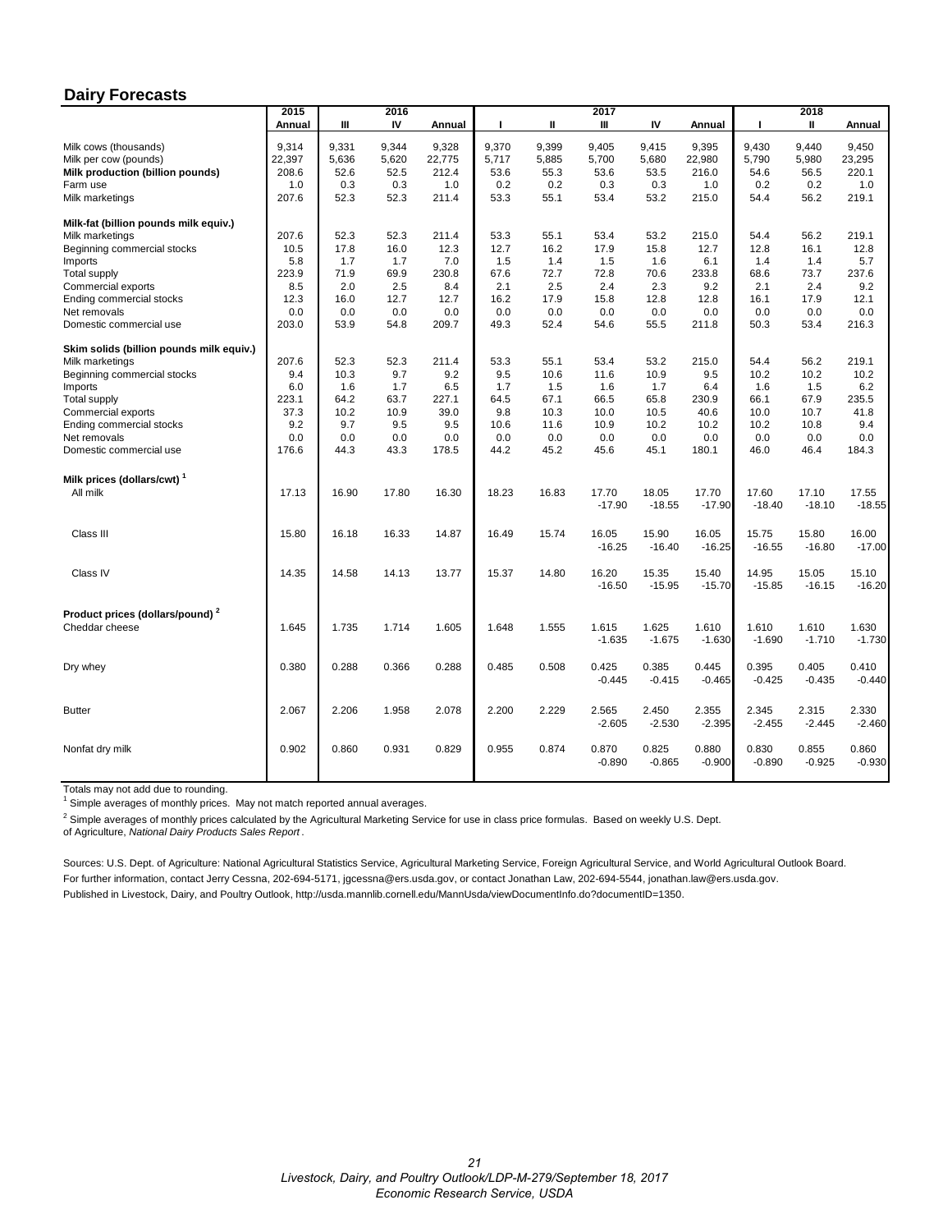## Dairy Forecasts

| | 2015 | 2016 | | | 2017 | | | | | 2018 | | |
|---|---|---|---|---|---|---|---|---|---|---|---|---|
| | Annual | III | IV | Annual | I | II | III | IV | Annual | I | II | Annual |
| Milk cows (thousands) | 9,314 | 9,331 | 9,344 | 9,328 | 9,370 | 9,399 | 9,405 | 9,415 | 9,395 | 9,430 | 9,440 | 9,450 |
| Milk per cow (pounds) | 22,397 | 5,636 | 5,620 | 22,775 | 5,717 | 5,885 | 5,700 | 5,680 | 22,980 | 5,790 | 5,980 | 23,295 |
| **Milk production (billion pounds)** | 208.6 | 52.6 | 52.5 | 212.4 | 53.6 | 55.3 | 53.6 | 53.5 | 216.0 | 54.6 | 56.5 | 220.1 |
| Farm use | 1.0 | 0.3 | 0.3 | 1.0 | 0.2 | 0.2 | 0.3 | 0.3 | 1.0 | 0.2 | 0.2 | 1.0 |
| Milk marketings | 207.6 | 52.3 | 52.3 | 211.4 | 53.3 | 55.1 | 53.4 | 53.2 | 215.0 | 54.4 | 56.2 | 219.1 |
| **Milk-fat (billion pounds milk equiv.)** | | | | | | | | | | | | |
| Milk marketings | 207.6 | 52.3 | 52.3 | 211.4 | 53.3 | 55.1 | 53.4 | 53.2 | 215.0 | 54.4 | 56.2 | 219.1 |
| Beginning commercial stocks | 10.5 | 17.8 | 16.0 | 12.3 | 12.7 | 16.2 | 17.9 | 15.8 | 12.7 | 12.8 | 16.1 | 12.8 |
| Imports | 5.8 | 1.7 | 1.7 | 7.0 | 1.5 | 1.4 | 1.5 | 1.6 | 6.1 | 1.4 | 1.4 | 5.7 |
| Total supply | 223.9 | 71.9 | 69.9 | 230.8 | 67.6 | 72.7 | 72.8 | 70.6 | 233.8 | 68.6 | 73.7 | 237.6 |
| Commercial exports | 8.5 | 2.0 | 2.5 | 8.4 | 2.1 | 2.5 | 2.4 | 2.3 | 9.2 | 2.1 | 2.4 | 9.2 |
| Ending commercial stocks | 12.3 | 16.0 | 12.7 | 12.7 | 16.2 | 17.9 | 15.8 | 12.8 | 12.8 | 16.1 | 17.9 | 12.1 |
| Net removals | 0.0 | 0.0 | 0.0 | 0.0 | 0.0 | 0.0 | 0.0 | 0.0 | 0.0 | 0.0 | 0.0 | 0.0 |
| Domestic commercial use | 203.0 | 53.9 | 54.8 | 209.7 | 49.3 | 52.4 | 54.6 | 55.5 | 211.8 | 50.3 | 53.4 | 216.3 |
| **Skim solids (billion pounds milk equiv.)** | | | | | | | | | | | | |
| Milk marketings | 207.6 | 52.3 | 52.3 | 211.4 | 53.3 | 55.1 | 53.4 | 53.2 | 215.0 | 54.4 | 56.2 | 219.1 |
| Beginning commercial stocks | 9.4 | 10.3 | 9.7 | 9.2 | 9.5 | 10.6 | 11.6 | 10.9 | 9.5 | 10.2 | 10.2 | 10.2 |
| Imports | 6.0 | 1.6 | 1.7 | 6.5 | 1.7 | 1.5 | 1.6 | 1.7 | 6.4 | 1.6 | 1.5 | 6.2 |
| Total supply | 223.1 | 64.2 | 63.7 | 227.1 | 64.5 | 67.1 | 66.5 | 65.8 | 230.9 | 66.1 | 67.9 | 235.5 |
| Commercial exports | 37.3 | 10.2 | 10.9 | 39.0 | 9.8 | 10.3 | 10.0 | 10.5 | 40.6 | 10.0 | 10.7 | 41.8 |
| Ending commercial stocks | 9.2 | 9.7 | 9.5 | 9.5 | 10.6 | 11.6 | 10.9 | 10.2 | 10.2 | 10.2 | 10.8 | 9.4 |
| Net removals | 0.0 | 0.0 | 0.0 | 0.0 | 0.0 | 0.0 | 0.0 | 0.0 | 0.0 | 0.0 | 0.0 | 0.0 |
| Domestic commercial use | 176.6 | 44.3 | 43.3 | 178.5 | 44.2 | 45.2 | 45.6 | 45.1 | 180.1 | 46.0 | 46.4 | 184.3 |
| **Milk prices (dollars/cwt)** [1] | | | | | | | | | | | | |
| All milk | 17.13 | 16.90 | 17.80 | 16.30 | 18.23 | 16.83 | 17.70 -17.90 | 18.05 -18.55 | 17.70 -17.90 | 17.60 -18.40 | 17.10 -18.10 | 17.55 -18.55 |
| Class III | 15.80 | 16.18 | 16.33 | 14.87 | 16.49 | 15.74 | 16.05 -16.25 | 15.90 -16.40 | 16.05 -16.25 | 15.75 -16.55 | 15.80 -16.80 | 16.00 -17.00 |
| Class IV | 14.35 | 14.58 | 14.13 | 13.77 | 15.37 | 14.80 | 16.20 -16.50 | 15.35 -15.95 | 15.40 -15.70 | 14.95 -15.85 | 15.05 -16.15 | 15.10 -16.20 |
| **Product prices (dollars/pound)** [2] | | | | | | | | | | | | |
| Cheddar cheese | 1.645 | 1.735 | 1.714 | 1.605 | 1.648 | 1.555 | 1.615 -1.635 | 1.625 -1.675 | 1.610 -1.630 | 1.610 -1.690 | 1.610 -1.710 | 1.630 -1.730 |
| Dry whey | 0.380 | 0.288 | 0.366 | 0.288 | 0.485 | 0.508 | 0.425 -0.445 | 0.385 -0.415 | 0.445 -0.465 | 0.395 -0.425 | 0.405 -0.435 | 0.410 -0.440 |
| Butter | 2.067 | 2.206 | 1.958 | 2.078 | 2.200 | 2.229 | 2.565 -2.605 | 2.450 -2.530 | 2.355 -2.395 | 2.345 -2.455 | 2.315 -2.445 | 2.330 -2.460 |
| Nonfat dry milk | 0.902 | 0.860 | 0.931 | 0.829 | 0.955 | 0.874 | 0.870 -0.890 | 0.825 -0.865 | 0.880 -0.900 | 0.830 -0.890 | 0.855 -0.925 | 0.860 -0.930 |

Totals may not add due to rounding.

[1] Simple averages of monthly prices. May not match reported annual averages.

[2] Simple averages of monthly prices calculated by the Agricultural Marketing Service for use in class price formulas. Based on weekly U.S. Dept. of Agriculture, *National Dairy Products Sales Report*.

Sources: U.S. Dept. of Agriculture: National Agricultural Statistics Service, Agricultural Marketing Service, Foreign Agricultural Service, and World Agricultural Outlook Board.
For further information, contact Jerry Cessna, 202-694-5171, jgcessna@ers.usda.gov, or contact Jonathan Law, 202-694-5544, jonathan.law@ers.usda.gov.
Published in Livestock, Dairy, and Poultry Outlook, http://usda.mannlib.cornell.edu/MannUsda/viewDocumentInfo.do?documentID=1350.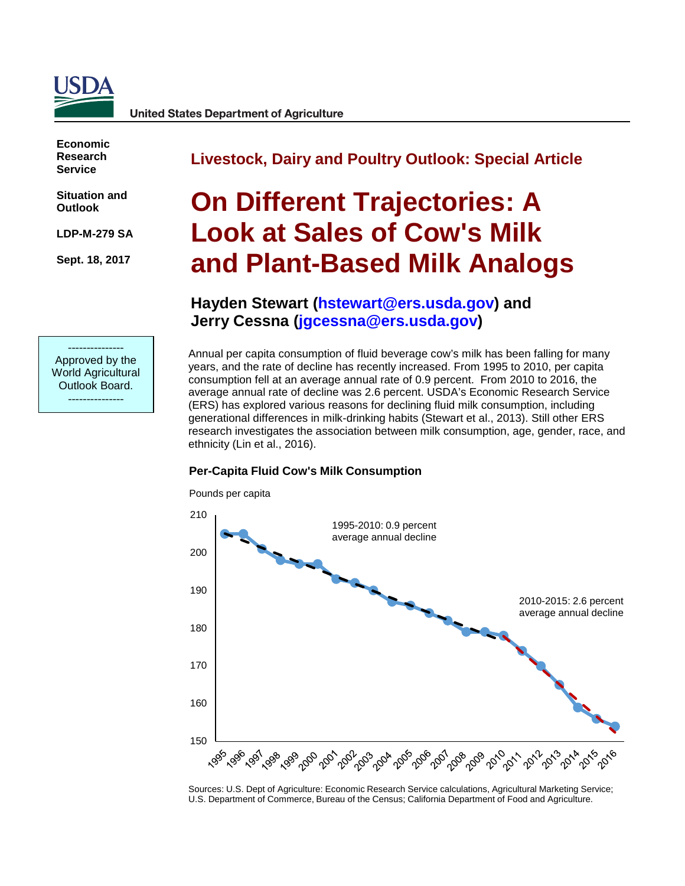USDA

United States Department of Agriculture

**Economic Research Service**

**Situation and Outlook**

**LDP-M-279 SA**

**Sept. 18, 2017**

---------------
Approved by the World Agricultural Outlook Board.
---------------

## Livestock, Dairy and Poultry Outlook: Special Article

# On Different Trajectories: A Look at Sales of Cow's Milk and Plant-Based Milk Analogs

### Hayden Stewart (hstewart@ers.usda.gov) and Jerry Cessna (jgcessna@ers.usda.gov)

Annual per capita consumption of fluid beverage cow's milk has been falling for many years, and the rate of decline has recently increased. From 1995 to 2010, per capita consumption fell at an average annual rate of 0.9 percent. From 2010 to 2016, the average annual rate of decline was 2.6 percent. USDA's Economic Research Service (ERS) has explored various reasons for declining fluid milk consumption, including generational differences in milk-drinking habits (Stewart et al., 2013). Still other ERS research investigates the association between milk consumption, age, gender, race, and ethnicity (Lin et al., 2016).

**Per-Capita Fluid Cow's Milk Consumption**

Pounds per capita

1995-2010: 0.9 percent average annual decline

2010-2015: 2.6 percent average annual decline

Sources: U.S. Dept of Agriculture: Economic Research Service calculations, Agricultural Marketing Service; U.S. Department of Commerce, Bureau of the Census; California Department of Food and Agriculture.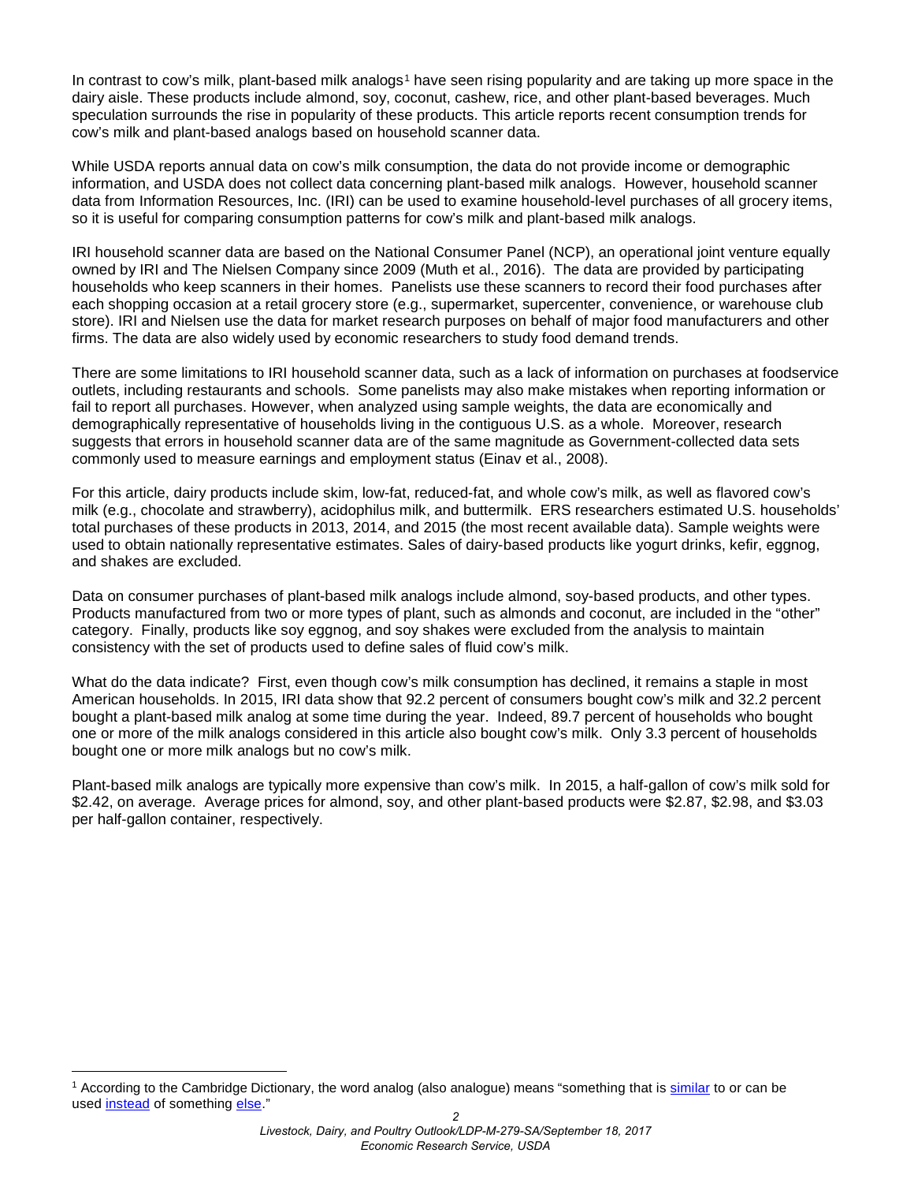In contrast to cow's milk, plant-based milk analogs[1] have seen rising popularity and are taking up more space in the dairy aisle. These products include almond, soy, coconut, cashew, rice, and other plant-based beverages. Much speculation surrounds the rise in popularity of these products. This article reports recent consumption trends for cow's milk and plant-based analogs based on household scanner data.

While USDA reports annual data on cow's milk consumption, the data do not provide income or demographic information, and USDA does not collect data concerning plant-based milk analogs. However, household scanner data from Information Resources, Inc. (IRI) can be used to examine household-level purchases of all grocery items, so it is useful for comparing consumption patterns for cow's milk and plant-based milk analogs.

IRI household scanner data are based on the National Consumer Panel (NCP), an operational joint venture equally owned by IRI and The Nielsen Company since 2009 (Muth et al., 2016). The data are provided by participating households who keep scanners in their homes. Panelists use these scanners to record their food purchases after each shopping occasion at a retail grocery store (e.g., supermarket, supercenter, convenience, or warehouse club store). IRI and Nielsen use the data for market research purposes on behalf of major food manufacturers and other firms. The data are also widely used by economic researchers to study food demand trends.

There are some limitations to IRI household scanner data, such as a lack of information on purchases at foodservice outlets, including restaurants and schools. Some panelists may also make mistakes when reporting information or fail to report all purchases. However, when analyzed using sample weights, the data are economically and demographically representative of households living in the contiguous U.S. as a whole. Moreover, research suggests that errors in household scanner data are of the same magnitude as Government-collected data sets commonly used to measure earnings and employment status (Einav et al., 2008).

For this article, dairy products include skim, low-fat, reduced-fat, and whole cow's milk, as well as flavored cow's milk (e.g., chocolate and strawberry), acidophilus milk, and buttermilk. ERS researchers estimated U.S. households' total purchases of these products in 2013, 2014, and 2015 (the most recent available data). Sample weights were used to obtain nationally representative estimates. Sales of dairy-based products like yogurt drinks, kefir, eggnog, and shakes are excluded.

Data on consumer purchases of plant-based milk analogs include almond, soy-based products, and other types. Products manufactured from two or more types of plant, such as almonds and coconut, are included in the "other" category. Finally, products like soy eggnog, and soy shakes were excluded from the analysis to maintain consistency with the set of products used to define sales of fluid cow's milk.

What do the data indicate? First, even though cow's milk consumption has declined, it remains a staple in most American households. In 2015, IRI data show that 92.2 percent of consumers bought cow's milk and 32.2 percent bought a plant-based milk analog at some time during the year. Indeed, 89.7 percent of households who bought one or more of the milk analogs considered in this article also bought cow's milk. Only 3.3 percent of households bought one or more milk analogs but no cow's milk.

Plant-based milk analogs are typically more expensive than cow's milk. In 2015, a half-gallon of cow's milk sold for $2.42, on average. Average prices for almond, soy, and other plant-based products were $2.87, $2.98, and $3.03 per half-gallon container, respectively.

[1] According to the Cambridge Dictionary, the word analog (also analogue) means "something that is similar to or can be used instead of something else."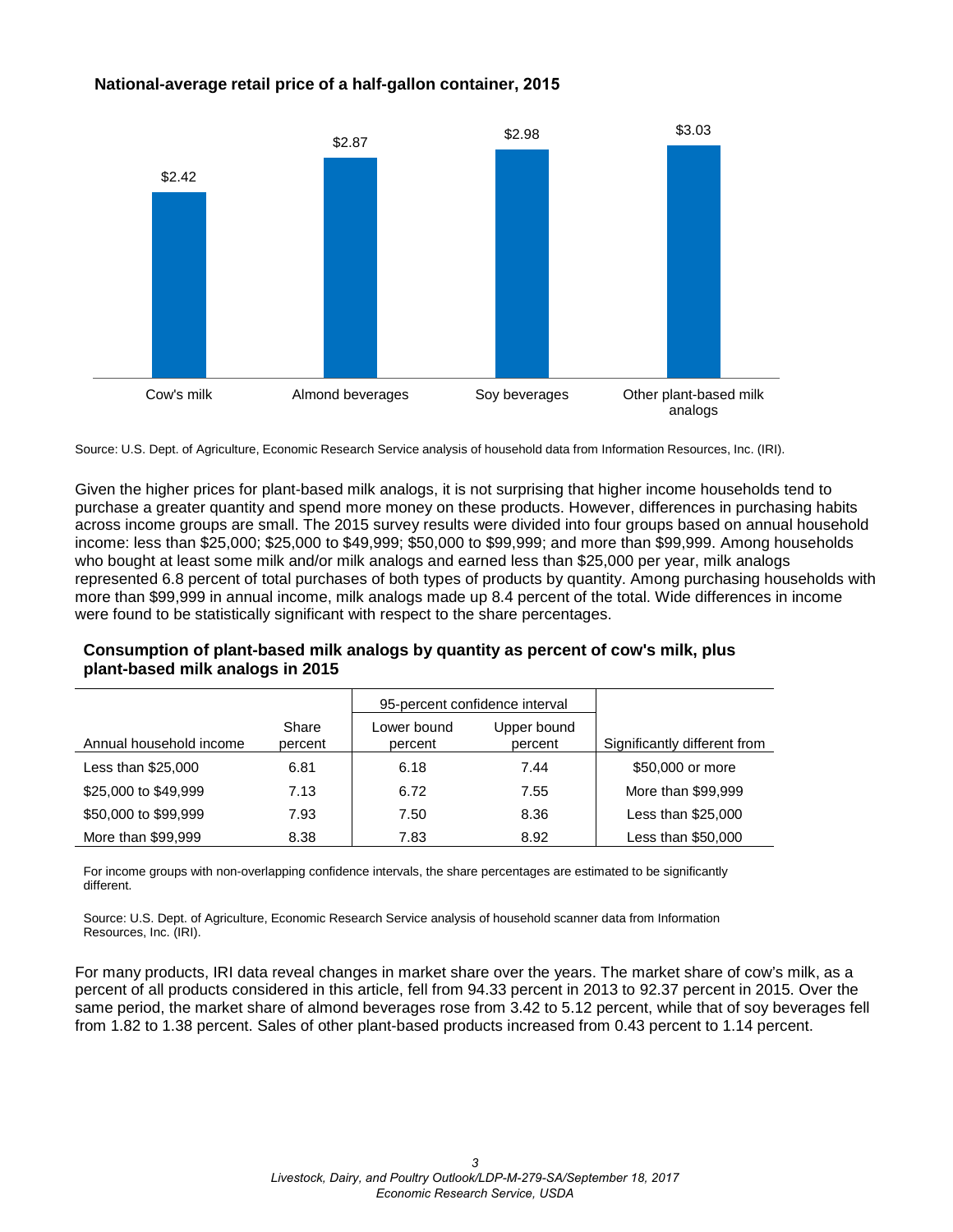**National-average retail price of a half-gallon container, 2015**

| Product | Price |
|---|---|
| Cow's milk | $2.42 |
| Almond beverages | $2.87 |
| Soy beverages | $2.98 |
| Other plant-based milk analogs | $3.03 |

Source: U.S. Dept. of Agriculture, Economic Research Service analysis of household data from Information Resources, Inc. (IRI).

Given the higher prices for plant-based milk analogs, it is not surprising that higher income households tend to purchase a greater quantity and spend more money on these products. However, differences in purchasing habits across income groups are small. The 2015 survey results were divided into four groups based on annual household income: less than $25,000; $25,000 to $49,999; $50,000 to $99,999; and more than $99,999. Among households who bought at least some milk and/or milk analogs and earned less than $25,000 per year, milk analogs represented 6.8 percent of total purchases of both types of products by quantity. Among purchasing households with more than $99,999 in annual income, milk analogs made up 8.4 percent of the total. Wide differences in income were found to be statistically significant with respect to the share percentages.

**Consumption of plant-based milk analogs by quantity as percent of cow's milk, plus plant-based milk analogs in 2015**

| | | 95-percent confidence interval | | |
|---|---|---|---|---|
| Annual household income | Share percent | Lower bound percent | Upper bound percent | Significantly different from |
| Less than $25,000 | 6.81 | 6.18 | 7.44 | $50,000 or more |
| $25,000 to $49,999 | 7.13 | 6.72 | 7.55 | More than $99,999 |
| $50,000 to $99,999 | 7.93 | 7.50 | 8.36 | Less than $25,000 |
| More than $99,999 | 8.38 | 7.83 | 8.92 | Less than $50,000 |

For income groups with non-overlapping confidence intervals, the share percentages are estimated to be significantly different.

Source: U.S. Dept. of Agriculture, Economic Research Service analysis of household scanner data from Information Resources, Inc. (IRI).

For many products, IRI data reveal changes in market share over the years. The market share of cow's milk, as a percent of all products considered in this article, fell from 94.33 percent in 2013 to 92.37 percent in 2015. Over the same period, the market share of almond beverages rose from 3.42 to 5.12 percent, while that of soy beverages fell from 1.82 to 1.38 percent. Sales of other plant-based products increased from 0.43 percent to 1.14 percent.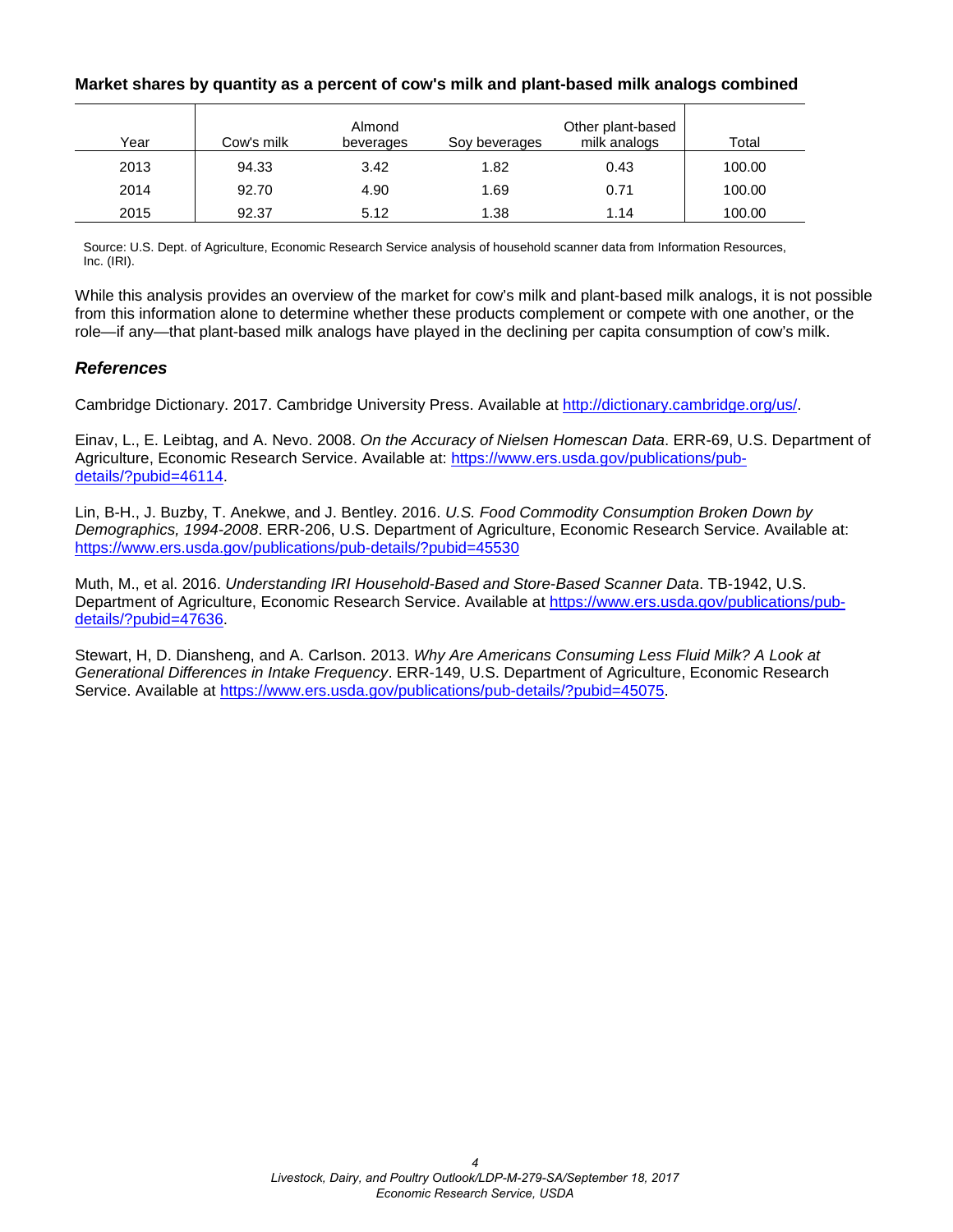**Market shares by quantity as a percent of cow's milk and plant-based milk analogs combined**

| Year | Cow's milk | Almond beverages | Soy beverages | Other plant-based milk analogs | Total |
|---|---|---|---|---|---|
| 2013 | 94.33 | 3.42 | 1.82 | 0.43 | 100.00 |
| 2014 | 92.70 | 4.90 | 1.69 | 0.71 | 100.00 |
| 2015 | 92.37 | 5.12 | 1.38 | 1.14 | 100.00 |

Source: U.S. Dept. of Agriculture, Economic Research Service analysis of household scanner data from Information Resources, Inc. (IRI).

While this analysis provides an overview of the market for cow's milk and plant-based milk analogs, it is not possible from this information alone to determine whether these products complement or compete with one another, or the role—if any—that plant-based milk analogs have played in the declining per capita consumption of cow's milk.

### *References*

Cambridge Dictionary. 2017. Cambridge University Press. Available at http://dictionary.cambridge.org/us/.

Einav, L., E. Leibtag, and A. Nevo. 2008. *On the Accuracy of Nielsen Homescan Data*. ERR-69, U.S. Department of Agriculture, Economic Research Service. Available at: https://www.ers.usda.gov/publications/pub-details/?pubid=46114.

Lin, B-H., J. Buzby, T. Anekwe, and J. Bentley. 2016. *U.S. Food Commodity Consumption Broken Down by Demographics, 1994-2008*. ERR-206, U.S. Department of Agriculture, Economic Research Service. Available at: https://www.ers.usda.gov/publications/pub-details/?pubid=45530

Muth, M., et al. 2016. *Understanding IRI Household-Based and Store-Based Scanner Data*. TB-1942, U.S. Department of Agriculture, Economic Research Service. Available at https://www.ers.usda.gov/publications/pub-details/?pubid=47636.

Stewart, H, D. Diansheng, and A. Carlson. 2013. *Why Are Americans Consuming Less Fluid Milk? A Look at Generational Differences in Intake Frequency*. ERR-149, U.S. Department of Agriculture, Economic Research Service. Available at https://www.ers.usda.gov/publications/pub-details/?pubid=45075.